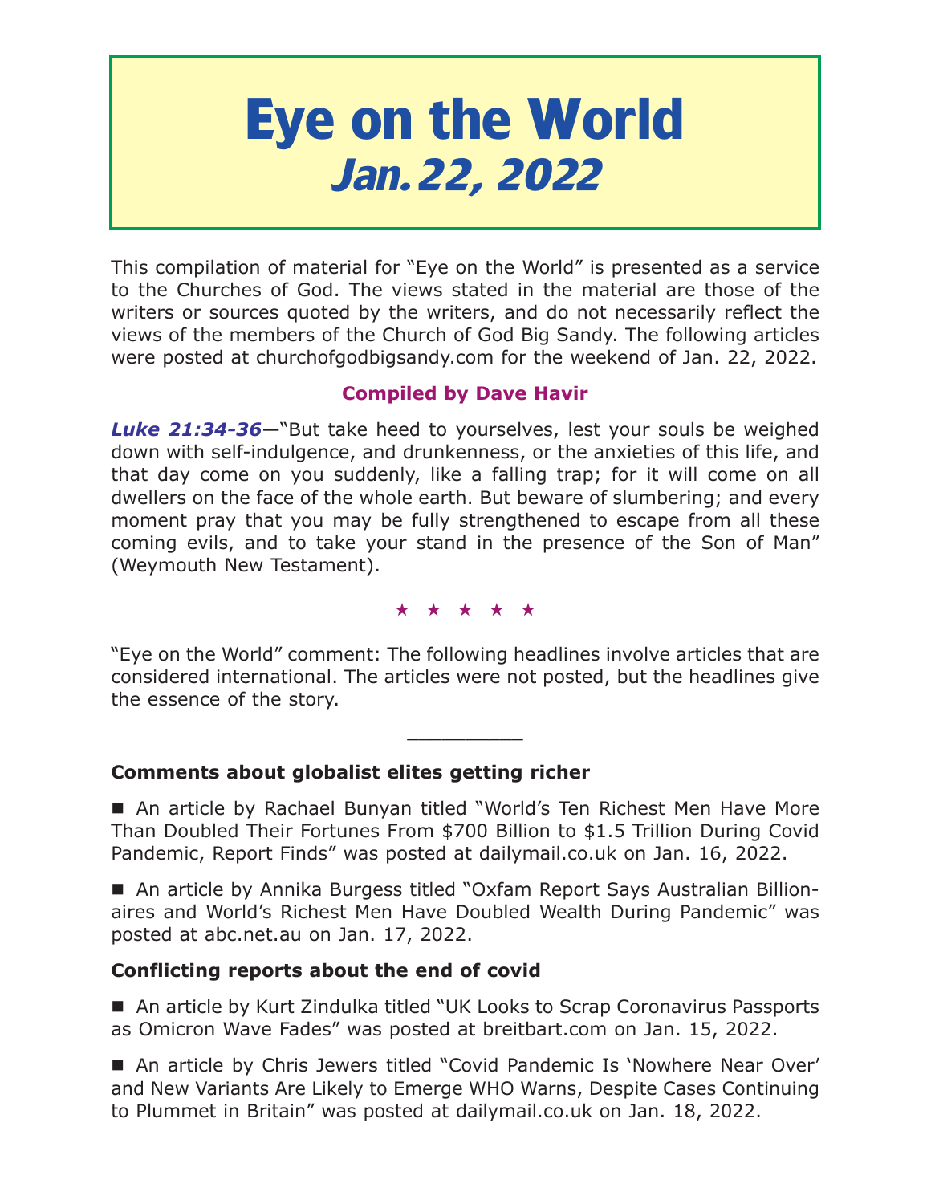# Eye on the World
## *Jan. 22, 2022*

This compilation of material for "Eye on the World" is presented as a service to the Churches of God. The views stated in the material are those of the writers or sources quoted by the writers, and do not necessarily reflect the views of the members of the Church of God Big Sandy. The following articles were posted at churchofgodbigsandy.com for the weekend of Jan. 22, 2022.

**Compiled by Dave Havir**

***Luke 21:34-36***—"But take heed to yourselves, lest your souls be weighed down with self-indulgence, and drunkenness, or the anxieties of this life, and that day come on you suddenly, like a falling trap; for it will come on all dwellers on the face of the whole earth. But beware of slumbering; and every moment pray that you may be fully strengthened to escape from all these coming evils, and to take your stand in the presence of the Son of Man" (Weymouth New Testament).

★ ★ ★ ★ ★

"Eye on the World" comment: The following headlines involve articles that are considered international. The articles were not posted, but the headlines give the essence of the story.

---

**Comments about globalist elites getting richer**

■ An article by Rachael Bunyan titled "World's Ten Richest Men Have More Than Doubled Their Fortunes From $700 Billion to $1.5 Trillion During Covid Pandemic, Report Finds" was posted at dailymail.co.uk on Jan. 16, 2022.

■ An article by Annika Burgess titled "Oxfam Report Says Australian Billionaires and World's Richest Men Have Doubled Wealth During Pandemic" was posted at abc.net.au on Jan. 17, 2022.

**Conflicting reports about the end of covid**

■ An article by Kurt Zindulka titled "UK Looks to Scrap Coronavirus Passports as Omicron Wave Fades" was posted at breitbart.com on Jan. 15, 2022.

■ An article by Chris Jewers titled "Covid Pandemic Is 'Nowhere Near Over' and New Variants Are Likely to Emerge WHO Warns, Despite Cases Continuing to Plummet in Britain" was posted at dailymail.co.uk on Jan. 18, 2022.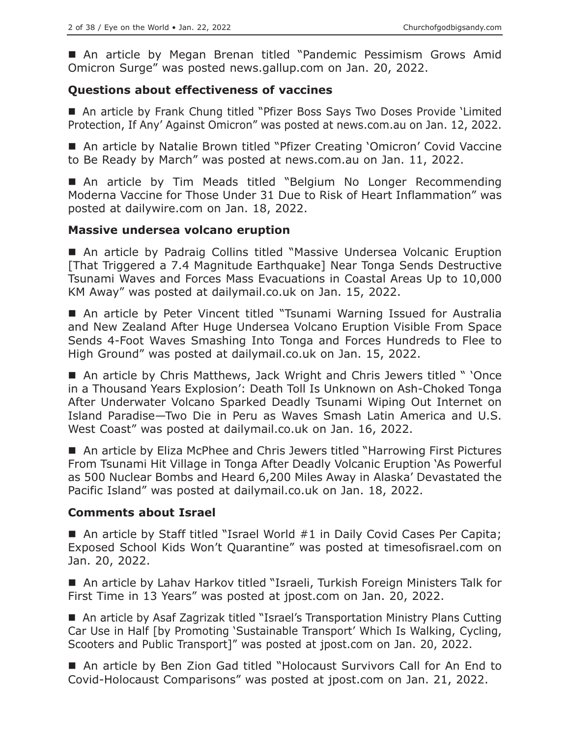■ An article by Megan Brenan titled "Pandemic Pessimism Grows Amid Omicron Surge" was posted news.gallup.com on Jan. 20, 2022.

### Questions about effectiveness of vaccines

■ An article by Frank Chung titled "Pfizer Boss Says Two Doses Provide 'Limited Protection, If Any' Against Omicron" was posted at news.com.au on Jan. 12, 2022.

■ An article by Natalie Brown titled "Pfizer Creating 'Omicron' Covid Vaccine to Be Ready by March" was posted at news.com.au on Jan. 11, 2022.

■ An article by Tim Meads titled "Belgium No Longer Recommending Moderna Vaccine for Those Under 31 Due to Risk of Heart Inflammation" was posted at dailywire.com on Jan. 18, 2022.

### Massive undersea volcano eruption

■ An article by Padraig Collins titled "Massive Undersea Volcanic Eruption [That Triggered a 7.4 Magnitude Earthquake] Near Tonga Sends Destructive Tsunami Waves and Forces Mass Evacuations in Coastal Areas Up to 10,000 KM Away" was posted at dailymail.co.uk on Jan. 15, 2022.

■ An article by Peter Vincent titled "Tsunami Warning Issued for Australia and New Zealand After Huge Undersea Volcano Eruption Visible From Space Sends 4-Foot Waves Smashing Into Tonga and Forces Hundreds to Flee to High Ground" was posted at dailymail.co.uk on Jan. 15, 2022.

■ An article by Chris Matthews, Jack Wright and Chris Jewers titled " 'Once in a Thousand Years Explosion': Death Toll Is Unknown on Ash-Choked Tonga After Underwater Volcano Sparked Deadly Tsunami Wiping Out Internet on Island Paradise—Two Die in Peru as Waves Smash Latin America and U.S. West Coast" was posted at dailymail.co.uk on Jan. 16, 2022.

■ An article by Eliza McPhee and Chris Jewers titled "Harrowing First Pictures From Tsunami Hit Village in Tonga After Deadly Volcanic Eruption 'As Powerful as 500 Nuclear Bombs and Heard 6,200 Miles Away in Alaska' Devastated the Pacific Island" was posted at dailymail.co.uk on Jan. 18, 2022.

### Comments about Israel

■ An article by Staff titled "Israel World #1 in Daily Covid Cases Per Capita; Exposed School Kids Won't Quarantine" was posted at timesofisrael.com on Jan. 20, 2022.

■ An article by Lahav Harkov titled "Israeli, Turkish Foreign Ministers Talk for First Time in 13 Years" was posted at jpost.com on Jan. 20, 2022.

■ An article by Asaf Zagrizak titled "Israel's Transportation Ministry Plans Cutting Car Use in Half [by Promoting 'Sustainable Transport' Which Is Walking, Cycling, Scooters and Public Transport]" was posted at jpost.com on Jan. 20, 2022.

■ An article by Ben Zion Gad titled "Holocaust Survivors Call for An End to Covid-Holocaust Comparisons" was posted at jpost.com on Jan. 21, 2022.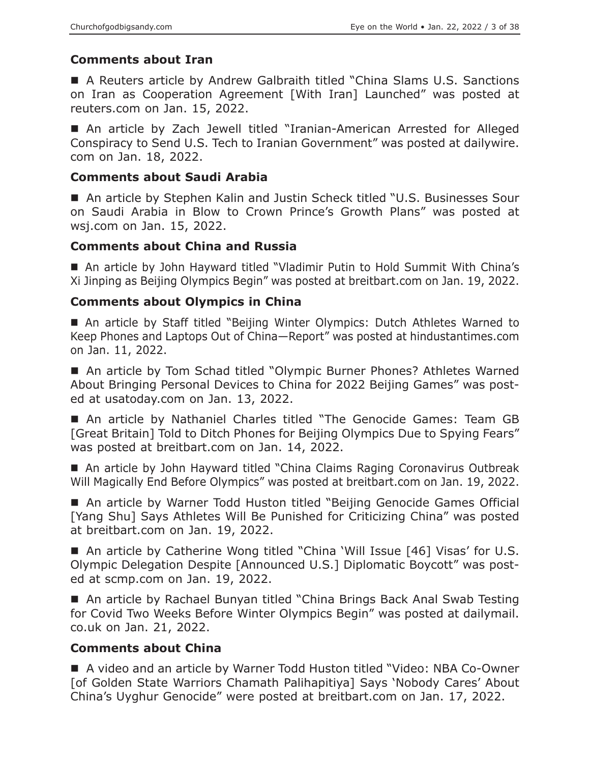### Comments about Iran

- A Reuters article by Andrew Galbraith titled "China Slams U.S. Sanctions on Iran as Cooperation Agreement [With Iran] Launched" was posted at reuters.com on Jan. 15, 2022.

- An article by Zach Jewell titled "Iranian-American Arrested for Alleged Conspiracy to Send U.S. Tech to Iranian Government" was posted at dailywire.com on Jan. 18, 2022.

### Comments about Saudi Arabia

- An article by Stephen Kalin and Justin Scheck titled "U.S. Businesses Sour on Saudi Arabia in Blow to Crown Prince's Growth Plans" was posted at wsj.com on Jan. 15, 2022.

### Comments about China and Russia

- An article by John Hayward titled "Vladimir Putin to Hold Summit With China's Xi Jinping as Beijing Olympics Begin" was posted at breitbart.com on Jan. 19, 2022.

### Comments about Olympics in China

- An article by Staff titled "Beijing Winter Olympics: Dutch Athletes Warned to Keep Phones and Laptops Out of China—Report" was posted at hindustantimes.com on Jan. 11, 2022.

- An article by Tom Schad titled "Olympic Burner Phones? Athletes Warned About Bringing Personal Devices to China for 2022 Beijing Games" was posted at usatoday.com on Jan. 13, 2022.

- An article by Nathaniel Charles titled "The Genocide Games: Team GB [Great Britain] Told to Ditch Phones for Beijing Olympics Due to Spying Fears" was posted at breitbart.com on Jan. 14, 2022.

- An article by John Hayward titled "China Claims Raging Coronavirus Outbreak Will Magically End Before Olympics" was posted at breitbart.com on Jan. 19, 2022.

- An article by Warner Todd Huston titled "Beijing Genocide Games Official [Yang Shu] Says Athletes Will Be Punished for Criticizing China" was posted at breitbart.com on Jan. 19, 2022.

- An article by Catherine Wong titled "China 'Will Issue [46] Visas' for U.S. Olympic Delegation Despite [Announced U.S.] Diplomatic Boycott" was posted at scmp.com on Jan. 19, 2022.

- An article by Rachael Bunyan titled "China Brings Back Anal Swab Testing for Covid Two Weeks Before Winter Olympics Begin" was posted at dailymail.co.uk on Jan. 21, 2022.

### Comments about China

- A video and an article by Warner Todd Huston titled "Video: NBA Co-Owner [of Golden State Warriors Chamath Palihapitiya] Says 'Nobody Cares' About China's Uyghur Genocide" were posted at breitbart.com on Jan. 17, 2022.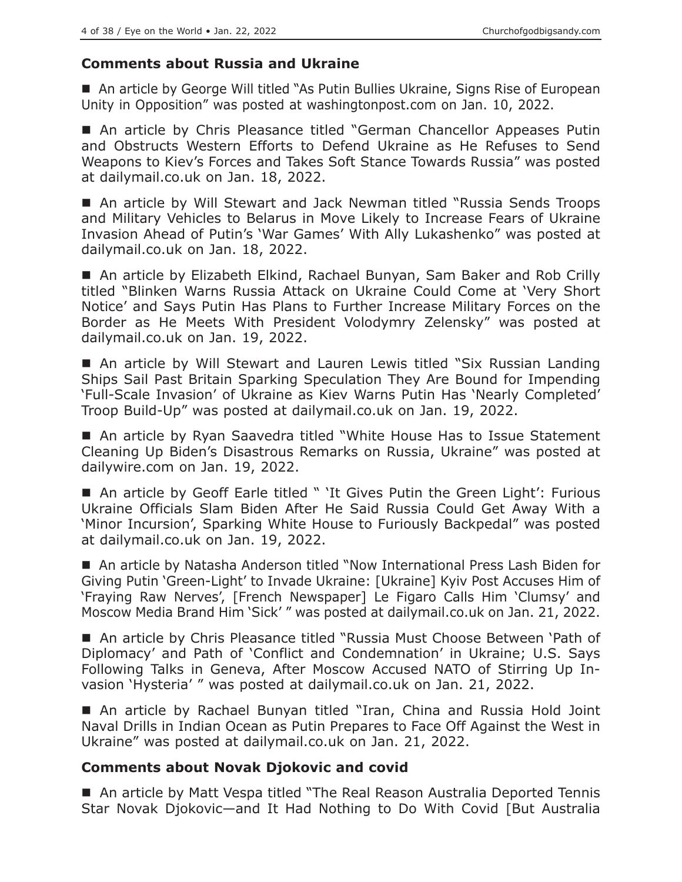## Comments about Russia and Ukraine

■ An article by George Will titled "As Putin Bullies Ukraine, Signs Rise of European Unity in Opposition" was posted at washingtonpost.com on Jan. 10, 2022.

■ An article by Chris Pleasance titled "German Chancellor Appeases Putin and Obstructs Western Efforts to Defend Ukraine as He Refuses to Send Weapons to Kiev's Forces and Takes Soft Stance Towards Russia" was posted at dailymail.co.uk on Jan. 18, 2022.

■ An article by Will Stewart and Jack Newman titled "Russia Sends Troops and Military Vehicles to Belarus in Move Likely to Increase Fears of Ukraine Invasion Ahead of Putin's 'War Games' With Ally Lukashenko" was posted at dailymail.co.uk on Jan. 18, 2022.

■ An article by Elizabeth Elkind, Rachael Bunyan, Sam Baker and Rob Crilly titled "Blinken Warns Russia Attack on Ukraine Could Come at 'Very Short Notice' and Says Putin Has Plans to Further Increase Military Forces on the Border as He Meets With President Volodymry Zelensky" was posted at dailymail.co.uk on Jan. 19, 2022.

■ An article by Will Stewart and Lauren Lewis titled "Six Russian Landing Ships Sail Past Britain Sparking Speculation They Are Bound for Impending 'Full-Scale Invasion' of Ukraine as Kiev Warns Putin Has 'Nearly Completed' Troop Build-Up" was posted at dailymail.co.uk on Jan. 19, 2022.

■ An article by Ryan Saavedra titled "White House Has to Issue Statement Cleaning Up Biden's Disastrous Remarks on Russia, Ukraine" was posted at dailywire.com on Jan. 19, 2022.

■ An article by Geoff Earle titled " 'It Gives Putin the Green Light': Furious Ukraine Officials Slam Biden After He Said Russia Could Get Away With a 'Minor Incursion', Sparking White House to Furiously Backpedal" was posted at dailymail.co.uk on Jan. 19, 2022.

■ An article by Natasha Anderson titled "Now International Press Lash Biden for Giving Putin 'Green-Light' to Invade Ukraine: [Ukraine] Kyiv Post Accuses Him of 'Fraying Raw Nerves', [French Newspaper] Le Figaro Calls Him 'Clumsy' and Moscow Media Brand Him 'Sick' " was posted at dailymail.co.uk on Jan. 21, 2022.

■ An article by Chris Pleasance titled "Russia Must Choose Between 'Path of Diplomacy' and Path of 'Conflict and Condemnation' in Ukraine; U.S. Says Following Talks in Geneva, After Moscow Accused NATO of Stirring Up Invasion 'Hysteria' " was posted at dailymail.co.uk on Jan. 21, 2022.

■ An article by Rachael Bunyan titled "Iran, China and Russia Hold Joint Naval Drills in Indian Ocean as Putin Prepares to Face Off Against the West in Ukraine" was posted at dailymail.co.uk on Jan. 21, 2022.

## Comments about Novak Djokovic and covid

■ An article by Matt Vespa titled "The Real Reason Australia Deported Tennis Star Novak Djokovic—and It Had Nothing to Do With Covid [But Australia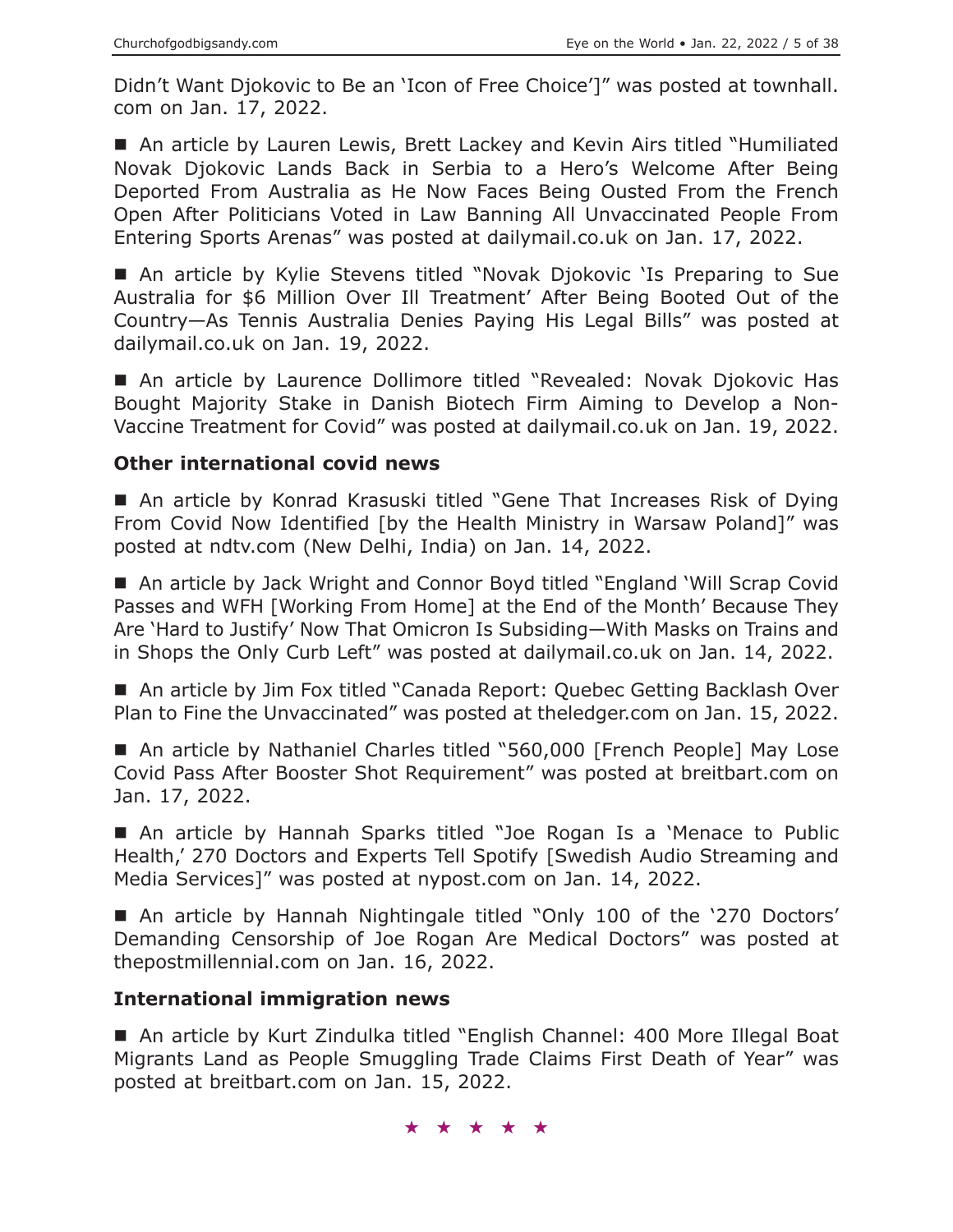Didn't Want Djokovic to Be an 'Icon of Free Choice']" was posted at townhall.com on Jan. 17, 2022.

■ An article by Lauren Lewis, Brett Lackey and Kevin Airs titled "Humiliated Novak Djokovic Lands Back in Serbia to a Hero's Welcome After Being Deported From Australia as He Now Faces Being Ousted From the French Open After Politicians Voted in Law Banning All Unvaccinated People From Entering Sports Arenas" was posted at dailymail.co.uk on Jan. 17, 2022.

■ An article by Kylie Stevens titled "Novak Djokovic 'Is Preparing to Sue Australia for $6 Million Over Ill Treatment' After Being Booted Out of the Country—As Tennis Australia Denies Paying His Legal Bills" was posted at dailymail.co.uk on Jan. 19, 2022.

■ An article by Laurence Dollimore titled "Revealed: Novak Djokovic Has Bought Majority Stake in Danish Biotech Firm Aiming to Develop a Non-Vaccine Treatment for Covid" was posted at dailymail.co.uk on Jan. 19, 2022.

### Other international covid news

■ An article by Konrad Krasuski titled "Gene That Increases Risk of Dying From Covid Now Identified [by the Health Ministry in Warsaw Poland]" was posted at ndtv.com (New Delhi, India) on Jan. 14, 2022.

■ An article by Jack Wright and Connor Boyd titled "England 'Will Scrap Covid Passes and WFH [Working From Home] at the End of the Month' Because They Are 'Hard to Justify' Now That Omicron Is Subsiding—With Masks on Trains and in Shops the Only Curb Left" was posted at dailymail.co.uk on Jan. 14, 2022.

■ An article by Jim Fox titled "Canada Report: Quebec Getting Backlash Over Plan to Fine the Unvaccinated" was posted at theledger.com on Jan. 15, 2022.

■ An article by Nathaniel Charles titled "560,000 [French People] May Lose Covid Pass After Booster Shot Requirement" was posted at breitbart.com on Jan. 17, 2022.

■ An article by Hannah Sparks titled "Joe Rogan Is a 'Menace to Public Health,' 270 Doctors and Experts Tell Spotify [Swedish Audio Streaming and Media Services]" was posted at nypost.com on Jan. 14, 2022.

■ An article by Hannah Nightingale titled "Only 100 of the '270 Doctors' Demanding Censorship of Joe Rogan Are Medical Doctors" was posted at thepostmillennial.com on Jan. 16, 2022.

### International immigration news

■ An article by Kurt Zindulka titled "English Channel: 400 More Illegal Boat Migrants Land as People Smuggling Trade Claims First Death of Year" was posted at breitbart.com on Jan. 15, 2022.

★ ★ ★ ★ ★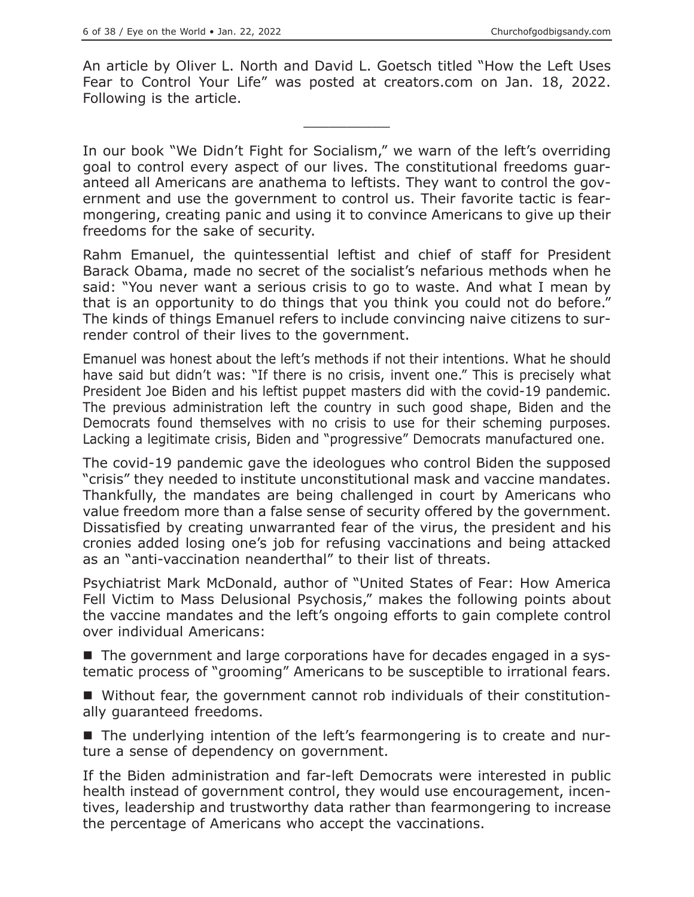An article by Oliver L. North and David L. Goetsch titled "How the Left Uses Fear to Control Your Life" was posted at creators.com on Jan. 18, 2022. Following is the article.

__________

In our book "We Didn't Fight for Socialism," we warn of the left's overriding goal to control every aspect of our lives. The constitutional freedoms guaranteed all Americans are anathema to leftists. They want to control the government and use the government to control us. Their favorite tactic is fearmongering, creating panic and using it to convince Americans to give up their freedoms for the sake of security.

Rahm Emanuel, the quintessential leftist and chief of staff for President Barack Obama, made no secret of the socialist's nefarious methods when he said: "You never want a serious crisis to go to waste. And what I mean by that is an opportunity to do things that you think you could not do before." The kinds of things Emanuel refers to include convincing naive citizens to surrender control of their lives to the government.

Emanuel was honest about the left's methods if not their intentions. What he should have said but didn't was: "If there is no crisis, invent one." This is precisely what President Joe Biden and his leftist puppet masters did with the covid-19 pandemic. The previous administration left the country in such good shape, Biden and the Democrats found themselves with no crisis to use for their scheming purposes. Lacking a legitimate crisis, Biden and "progressive" Democrats manufactured one.

The covid-19 pandemic gave the ideologues who control Biden the supposed "crisis" they needed to institute unconstitutional mask and vaccine mandates. Thankfully, the mandates are being challenged in court by Americans who value freedom more than a false sense of security offered by the government. Dissatisfied by creating unwarranted fear of the virus, the president and his cronies added losing one's job for refusing vaccinations and being attacked as an "anti-vaccination neanderthal" to their list of threats.

Psychiatrist Mark McDonald, author of "United States of Fear: How America Fell Victim to Mass Delusional Psychosis," makes the following points about the vaccine mandates and the left's ongoing efforts to gain complete control over individual Americans:

- The government and large corporations have for decades engaged in a systematic process of "grooming" Americans to be susceptible to irrational fears.
- Without fear, the government cannot rob individuals of their constitutionally guaranteed freedoms.
- The underlying intention of the left's fearmongering is to create and nurture a sense of dependency on government.

If the Biden administration and far-left Democrats were interested in public health instead of government control, they would use encouragement, incentives, leadership and trustworthy data rather than fearmongering to increase the percentage of Americans who accept the vaccinations.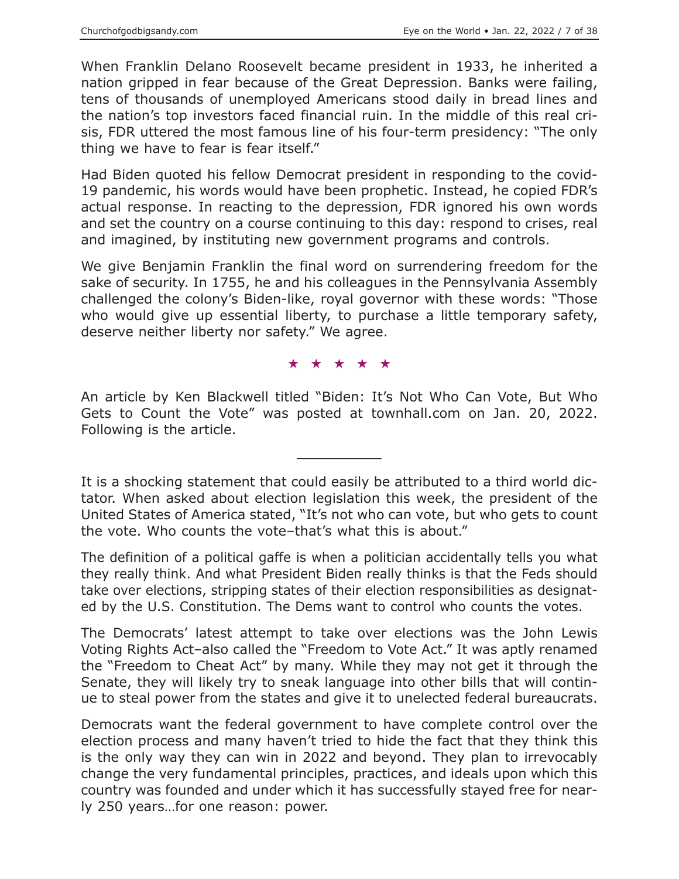When Franklin Delano Roosevelt became president in 1933, he inherited a nation gripped in fear because of the Great Depression. Banks were failing, tens of thousands of unemployed Americans stood daily in bread lines and the nation's top investors faced financial ruin. In the middle of this real crisis, FDR uttered the most famous line of his four-term presidency: "The only thing we have to fear is fear itself."

Had Biden quoted his fellow Democrat president in responding to the covid-19 pandemic, his words would have been prophetic. Instead, he copied FDR's actual response. In reacting to the depression, FDR ignored his own words and set the country on a course continuing to this day: respond to crises, real and imagined, by instituting new government programs and controls.

We give Benjamin Franklin the final word on surrendering freedom for the sake of security. In 1755, he and his colleagues in the Pennsylvania Assembly challenged the colony's Biden-like, royal governor with these words: "Those who would give up essential liberty, to purchase a little temporary safety, deserve neither liberty nor safety." We agree.

★ ★ ★ ★ ★

An article by Ken Blackwell titled "Biden: It's Not Who Can Vote, But Who Gets to Count the Vote" was posted at townhall.com on Jan. 20, 2022. Following is the article.

---

It is a shocking statement that could easily be attributed to a third world dictator. When asked about election legislation this week, the president of the United States of America stated, "It's not who can vote, but who gets to count the vote. Who counts the vote–that's what this is about."

The definition of a political gaffe is when a politician accidentally tells you what they really think. And what President Biden really thinks is that the Feds should take over elections, stripping states of their election responsibilities as designated by the U.S. Constitution. The Dems want to control who counts the votes.

The Democrats' latest attempt to take over elections was the John Lewis Voting Rights Act–also called the "Freedom to Vote Act." It was aptly renamed the "Freedom to Cheat Act" by many. While they may not get it through the Senate, they will likely try to sneak language into other bills that will continue to steal power from the states and give it to unelected federal bureaucrats.

Democrats want the federal government to have complete control over the election process and many haven't tried to hide the fact that they think this is the only way they can win in 2022 and beyond. They plan to irrevocably change the very fundamental principles, practices, and ideals upon which this country was founded and under which it has successfully stayed free for nearly 250 years…for one reason: power.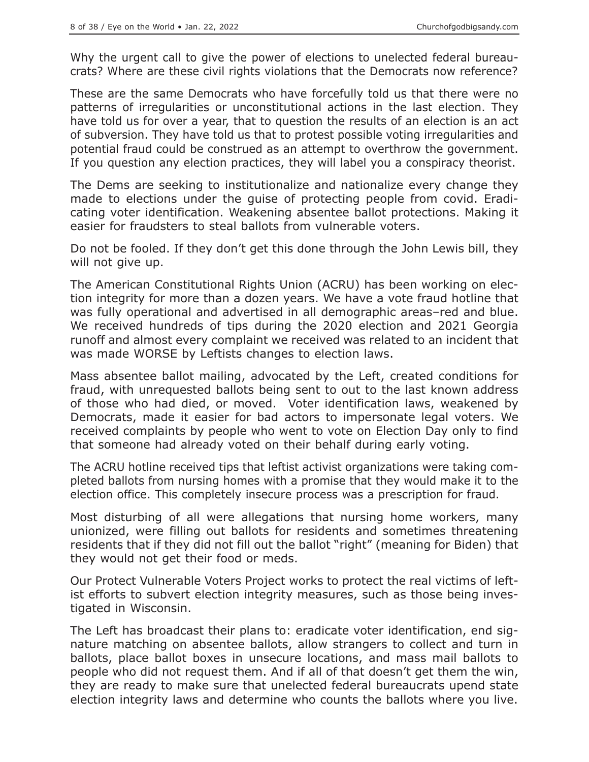Why the urgent call to give the power of elections to unelected federal bureaucrats? Where are these civil rights violations that the Democrats now reference?

These are the same Democrats who have forcefully told us that there were no patterns of irregularities or unconstitutional actions in the last election. They have told us for over a year, that to question the results of an election is an act of subversion. They have told us that to protest possible voting irregularities and potential fraud could be construed as an attempt to overthrow the government. If you question any election practices, they will label you a conspiracy theorist.

The Dems are seeking to institutionalize and nationalize every change they made to elections under the guise of protecting people from covid. Eradicating voter identification. Weakening absentee ballot protections. Making it easier for fraudsters to steal ballots from vulnerable voters.

Do not be fooled. If they don't get this done through the John Lewis bill, they will not give up.

The American Constitutional Rights Union (ACRU) has been working on election integrity for more than a dozen years. We have a vote fraud hotline that was fully operational and advertised in all demographic areas–red and blue. We received hundreds of tips during the 2020 election and 2021 Georgia runoff and almost every complaint we received was related to an incident that was made WORSE by Leftists changes to election laws.

Mass absentee ballot mailing, advocated by the Left, created conditions for fraud, with unrequested ballots being sent to out to the last known address of those who had died, or moved. Voter identification laws, weakened by Democrats, made it easier for bad actors to impersonate legal voters. We received complaints by people who went to vote on Election Day only to find that someone had already voted on their behalf during early voting.

The ACRU hotline received tips that leftist activist organizations were taking completed ballots from nursing homes with a promise that they would make it to the election office. This completely insecure process was a prescription for fraud.

Most disturbing of all were allegations that nursing home workers, many unionized, were filling out ballots for residents and sometimes threatening residents that if they did not fill out the ballot "right" (meaning for Biden) that they would not get their food or meds.

Our Protect Vulnerable Voters Project works to protect the real victims of leftist efforts to subvert election integrity measures, such as those being investigated in Wisconsin.

The Left has broadcast their plans to: eradicate voter identification, end signature matching on absentee ballots, allow strangers to collect and turn in ballots, place ballot boxes in unsecure locations, and mass mail ballots to people who did not request them. And if all of that doesn't get them the win, they are ready to make sure that unelected federal bureaucrats upend state election integrity laws and determine who counts the ballots where you live.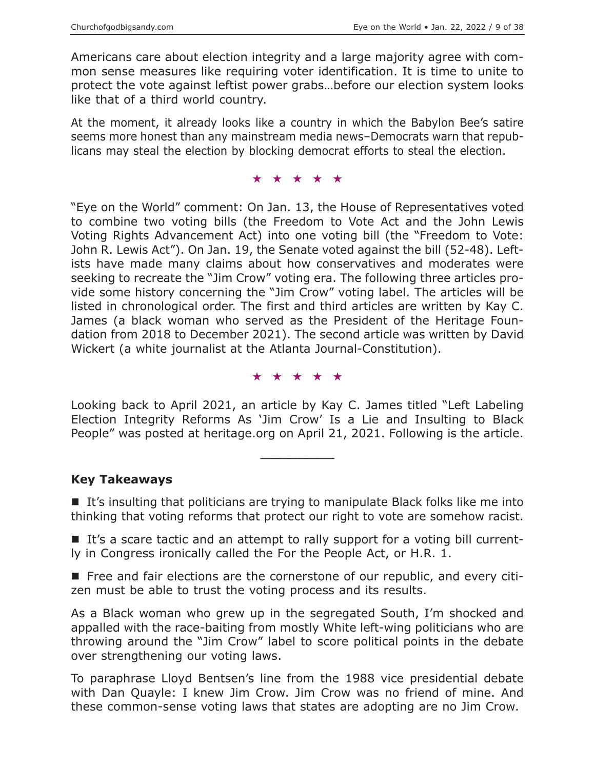Americans care about election integrity and a large majority agree with common sense measures like requiring voter identification. It is time to unite to protect the vote against leftist power grabs…before our election system looks like that of a third world country.

At the moment, it already looks like a country in which the Babylon Bee's satire seems more honest than any mainstream media news–Democrats warn that republicans may steal the election by blocking democrat efforts to steal the election.

★ ★ ★ ★ ★

"Eye on the World" comment: On Jan. 13, the House of Representatives voted to combine two voting bills (the Freedom to Vote Act and the John Lewis Voting Rights Advancement Act) into one voting bill (the "Freedom to Vote: John R. Lewis Act"). On Jan. 19, the Senate voted against the bill (52-48). Leftists have made many claims about how conservatives and moderates were seeking to recreate the "Jim Crow" voting era. The following three articles provide some history concerning the "Jim Crow" voting label. The articles will be listed in chronological order. The first and third articles are written by Kay C. James (a black woman who served as the President of the Heritage Foundation from 2018 to December 2021). The second article was written by David Wickert (a white journalist at the Atlanta Journal-Constitution).

★ ★ ★ ★ ★

Looking back to April 2021, an article by Kay C. James titled "Left Labeling Election Integrity Reforms As 'Jim Crow' Is a Lie and Insulting to Black People" was posted at heritage.org on April 21, 2021. Following is the article.

---

**Key Takeaways**

- It's insulting that politicians are trying to manipulate Black folks like me into thinking that voting reforms that protect our right to vote are somehow racist.
- It's a scare tactic and an attempt to rally support for a voting bill currently in Congress ironically called the For the People Act, or H.R. 1.
- Free and fair elections are the cornerstone of our republic, and every citizen must be able to trust the voting process and its results.

As a Black woman who grew up in the segregated South, I'm shocked and appalled with the race-baiting from mostly White left-wing politicians who are throwing around the "Jim Crow" label to score political points in the debate over strengthening our voting laws.

To paraphrase Lloyd Bentsen's line from the 1988 vice presidential debate with Dan Quayle: I knew Jim Crow. Jim Crow was no friend of mine. And these common-sense voting laws that states are adopting are no Jim Crow.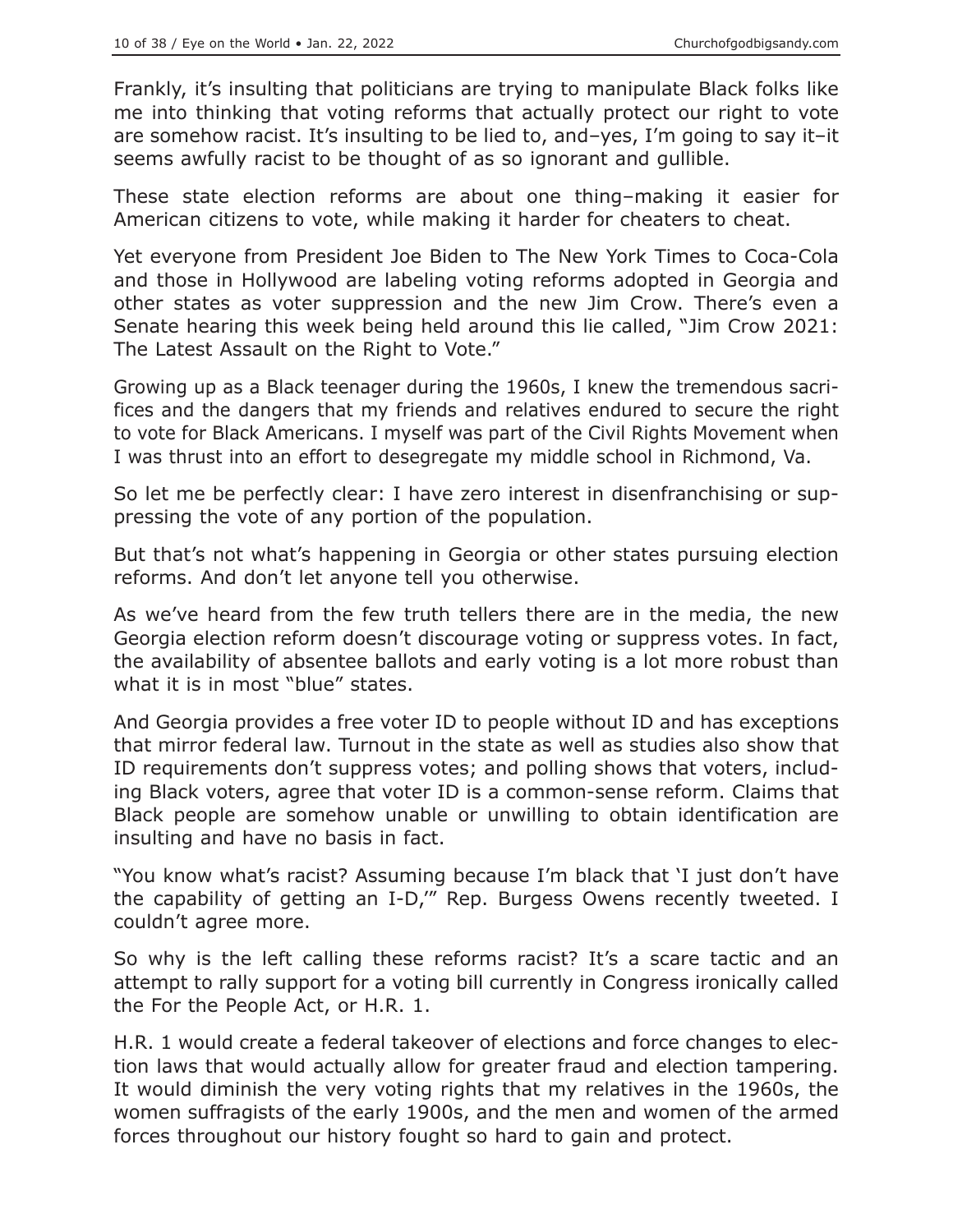Frankly, it's insulting that politicians are trying to manipulate Black folks like me into thinking that voting reforms that actually protect our right to vote are somehow racist. It's insulting to be lied to, and–yes, I'm going to say it–it seems awfully racist to be thought of as so ignorant and gullible.

These state election reforms are about one thing–making it easier for American citizens to vote, while making it harder for cheaters to cheat.

Yet everyone from President Joe Biden to The New York Times to Coca-Cola and those in Hollywood are labeling voting reforms adopted in Georgia and other states as voter suppression and the new Jim Crow. There's even a Senate hearing this week being held around this lie called, "Jim Crow 2021: The Latest Assault on the Right to Vote."

Growing up as a Black teenager during the 1960s, I knew the tremendous sacrifices and the dangers that my friends and relatives endured to secure the right to vote for Black Americans. I myself was part of the Civil Rights Movement when I was thrust into an effort to desegregate my middle school in Richmond, Va.

So let me be perfectly clear: I have zero interest in disenfranchising or suppressing the vote of any portion of the population.

But that's not what's happening in Georgia or other states pursuing election reforms. And don't let anyone tell you otherwise.

As we've heard from the few truth tellers there are in the media, the new Georgia election reform doesn't discourage voting or suppress votes. In fact, the availability of absentee ballots and early voting is a lot more robust than what it is in most "blue" states.

And Georgia provides a free voter ID to people without ID and has exceptions that mirror federal law. Turnout in the state as well as studies also show that ID requirements don't suppress votes; and polling shows that voters, including Black voters, agree that voter ID is a common-sense reform. Claims that Black people are somehow unable or unwilling to obtain identification are insulting and have no basis in fact.

"You know what's racist? Assuming because I'm black that 'I just don't have the capability of getting an I-D,'" Rep. Burgess Owens recently tweeted. I couldn't agree more.

So why is the left calling these reforms racist? It's a scare tactic and an attempt to rally support for a voting bill currently in Congress ironically called the For the People Act, or H.R. 1.

H.R. 1 would create a federal takeover of elections and force changes to election laws that would actually allow for greater fraud and election tampering. It would diminish the very voting rights that my relatives in the 1960s, the women suffragists of the early 1900s, and the men and women of the armed forces throughout our history fought so hard to gain and protect.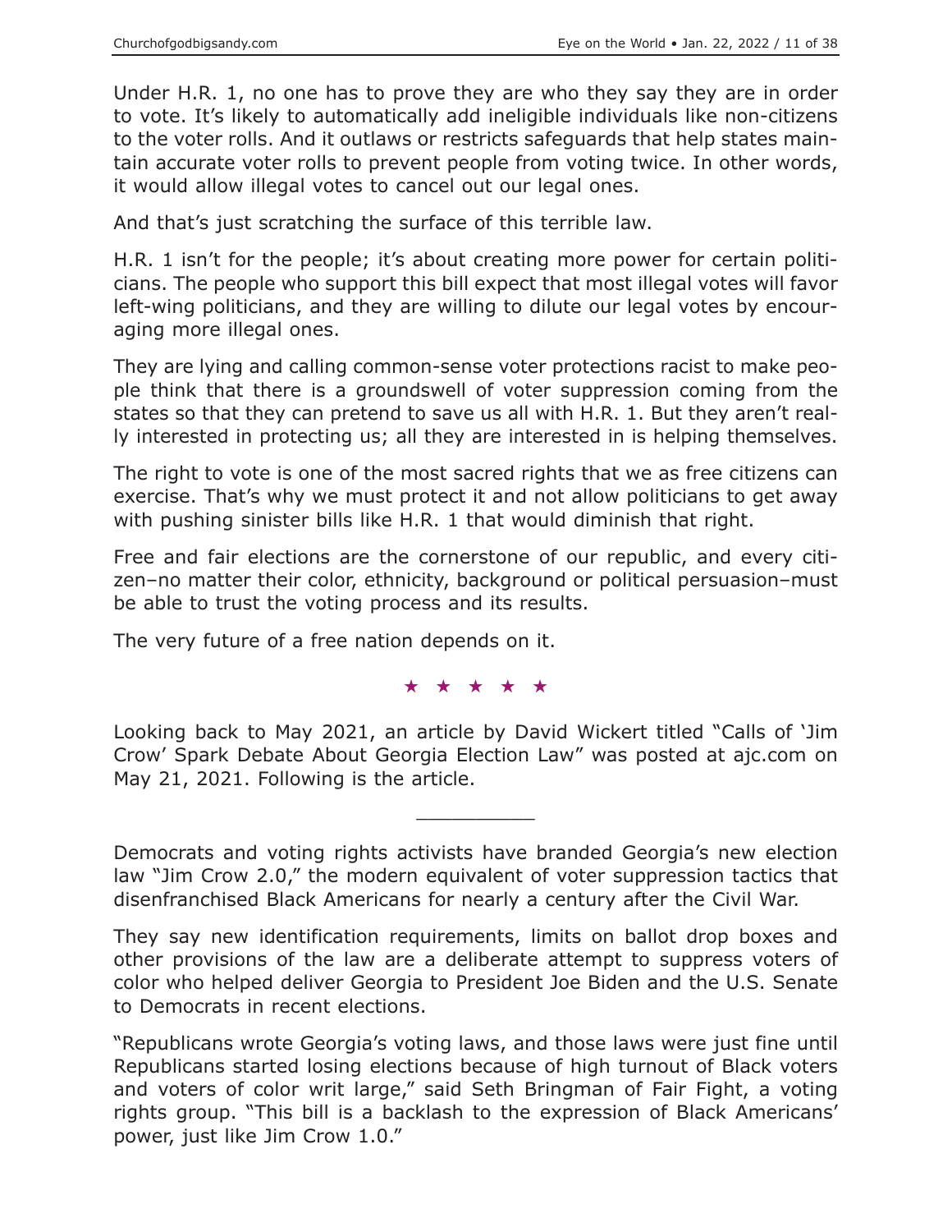Under H.R. 1, no one has to prove they are who they say they are in order to vote. It's likely to automatically add ineligible individuals like non-citizens to the voter rolls. And it outlaws or restricts safeguards that help states maintain accurate voter rolls to prevent people from voting twice. In other words, it would allow illegal votes to cancel out our legal ones.

And that's just scratching the surface of this terrible law.

H.R. 1 isn't for the people; it's about creating more power for certain politicians. The people who support this bill expect that most illegal votes will favor left-wing politicians, and they are willing to dilute our legal votes by encouraging more illegal ones.

They are lying and calling common-sense voter protections racist to make people think that there is a groundswell of voter suppression coming from the states so that they can pretend to save us all with H.R. 1. But they aren't really interested in protecting us; all they are interested in is helping themselves.

The right to vote is one of the most sacred rights that we as free citizens can exercise. That's why we must protect it and not allow politicians to get away with pushing sinister bills like H.R. 1 that would diminish that right.

Free and fair elections are the cornerstone of our republic, and every citizen–no matter their color, ethnicity, background or political persuasion–must be able to trust the voting process and its results.

The very future of a free nation depends on it.

★ ★ ★ ★ ★

Looking back to May 2021, an article by David Wickert titled "Calls of 'Jim Crow' Spark Debate About Georgia Election Law" was posted at ajc.com on May 21, 2021. Following is the article.

---

Democrats and voting rights activists have branded Georgia's new election law "Jim Crow 2.0," the modern equivalent of voter suppression tactics that disenfranchised Black Americans for nearly a century after the Civil War.

They say new identification requirements, limits on ballot drop boxes and other provisions of the law are a deliberate attempt to suppress voters of color who helped deliver Georgia to President Joe Biden and the U.S. Senate to Democrats in recent elections.

"Republicans wrote Georgia's voting laws, and those laws were just fine until Republicans started losing elections because of high turnout of Black voters and voters of color writ large," said Seth Bringman of Fair Fight, a voting rights group. "This bill is a backlash to the expression of Black Americans' power, just like Jim Crow 1.0."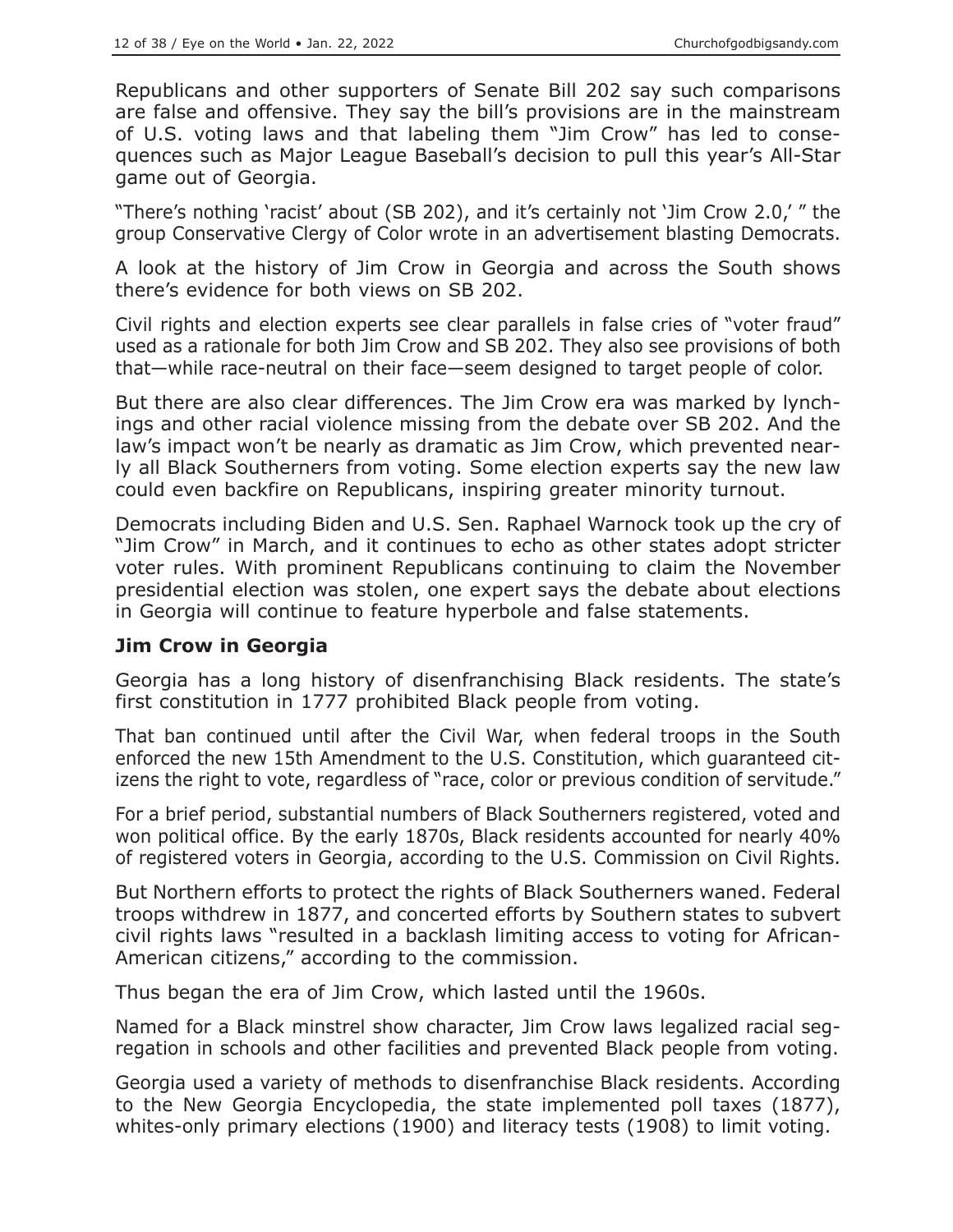Republicans and other supporters of Senate Bill 202 say such comparisons are false and offensive. They say the bill's provisions are in the mainstream of U.S. voting laws and that labeling them "Jim Crow" has led to consequences such as Major League Baseball's decision to pull this year's All-Star game out of Georgia.

"There's nothing 'racist' about (SB 202), and it's certainly not 'Jim Crow 2.0,' " the group Conservative Clergy of Color wrote in an advertisement blasting Democrats.

A look at the history of Jim Crow in Georgia and across the South shows there's evidence for both views on SB 202.

Civil rights and election experts see clear parallels in false cries of "voter fraud" used as a rationale for both Jim Crow and SB 202. They also see provisions of both that—while race-neutral on their face—seem designed to target people of color.

But there are also clear differences. The Jim Crow era was marked by lynchings and other racial violence missing from the debate over SB 202. And the law's impact won't be nearly as dramatic as Jim Crow, which prevented nearly all Black Southerners from voting. Some election experts say the new law could even backfire on Republicans, inspiring greater minority turnout.

Democrats including Biden and U.S. Sen. Raphael Warnock took up the cry of "Jim Crow" in March, and it continues to echo as other states adopt stricter voter rules. With prominent Republicans continuing to claim the November presidential election was stolen, one expert says the debate about elections in Georgia will continue to feature hyperbole and false statements.

**Jim Crow in Georgia**

Georgia has a long history of disenfranchising Black residents. The state's first constitution in 1777 prohibited Black people from voting.

That ban continued until after the Civil War, when federal troops in the South enforced the new 15th Amendment to the U.S. Constitution, which guaranteed citizens the right to vote, regardless of "race, color or previous condition of servitude."

For a brief period, substantial numbers of Black Southerners registered, voted and won political office. By the early 1870s, Black residents accounted for nearly 40% of registered voters in Georgia, according to the U.S. Commission on Civil Rights.

But Northern efforts to protect the rights of Black Southerners waned. Federal troops withdrew in 1877, and concerted efforts by Southern states to subvert civil rights laws "resulted in a backlash limiting access to voting for African-American citizens," according to the commission.

Thus began the era of Jim Crow, which lasted until the 1960s.

Named for a Black minstrel show character, Jim Crow laws legalized racial segregation in schools and other facilities and prevented Black people from voting.

Georgia used a variety of methods to disenfranchise Black residents. According to the New Georgia Encyclopedia, the state implemented poll taxes (1877), whites-only primary elections (1900) and literacy tests (1908) to limit voting.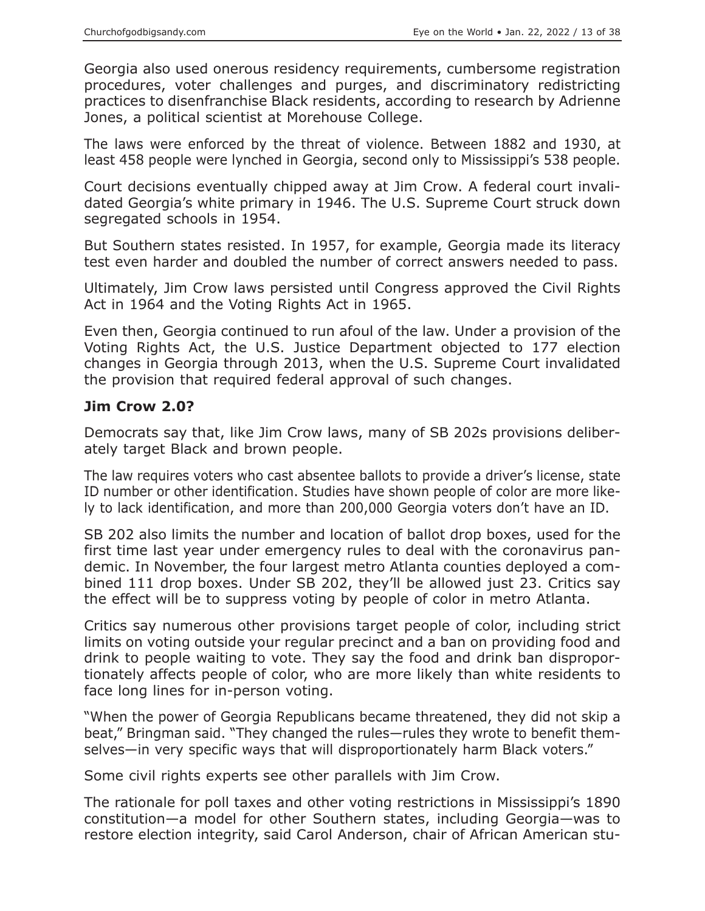Georgia also used onerous residency requirements, cumbersome registration procedures, voter challenges and purges, and discriminatory redistricting practices to disenfranchise Black residents, according to research by Adrienne Jones, a political scientist at Morehouse College.

The laws were enforced by the threat of violence. Between 1882 and 1930, at least 458 people were lynched in Georgia, second only to Mississippi's 538 people.

Court decisions eventually chipped away at Jim Crow. A federal court invalidated Georgia's white primary in 1946. The U.S. Supreme Court struck down segregated schools in 1954.

But Southern states resisted. In 1957, for example, Georgia made its literacy test even harder and doubled the number of correct answers needed to pass.

Ultimately, Jim Crow laws persisted until Congress approved the Civil Rights Act in 1964 and the Voting Rights Act in 1965.

Even then, Georgia continued to run afoul of the law. Under a provision of the Voting Rights Act, the U.S. Justice Department objected to 177 election changes in Georgia through 2013, when the U.S. Supreme Court invalidated the provision that required federal approval of such changes.

**Jim Crow 2.0?**

Democrats say that, like Jim Crow laws, many of SB 202s provisions deliberately target Black and brown people.

The law requires voters who cast absentee ballots to provide a driver's license, state ID number or other identification. Studies have shown people of color are more likely to lack identification, and more than 200,000 Georgia voters don't have an ID.

SB 202 also limits the number and location of ballot drop boxes, used for the first time last year under emergency rules to deal with the coronavirus pandemic. In November, the four largest metro Atlanta counties deployed a combined 111 drop boxes. Under SB 202, they'll be allowed just 23. Critics say the effect will be to suppress voting by people of color in metro Atlanta.

Critics say numerous other provisions target people of color, including strict limits on voting outside your regular precinct and a ban on providing food and drink to people waiting to vote. They say the food and drink ban disproportionately affects people of color, who are more likely than white residents to face long lines for in-person voting.

"When the power of Georgia Republicans became threatened, they did not skip a beat," Bringman said. "They changed the rules—rules they wrote to benefit themselves—in very specific ways that will disproportionately harm Black voters."

Some civil rights experts see other parallels with Jim Crow.

The rationale for poll taxes and other voting restrictions in Mississippi's 1890 constitution—a model for other Southern states, including Georgia—was to restore election integrity, said Carol Anderson, chair of African American stu-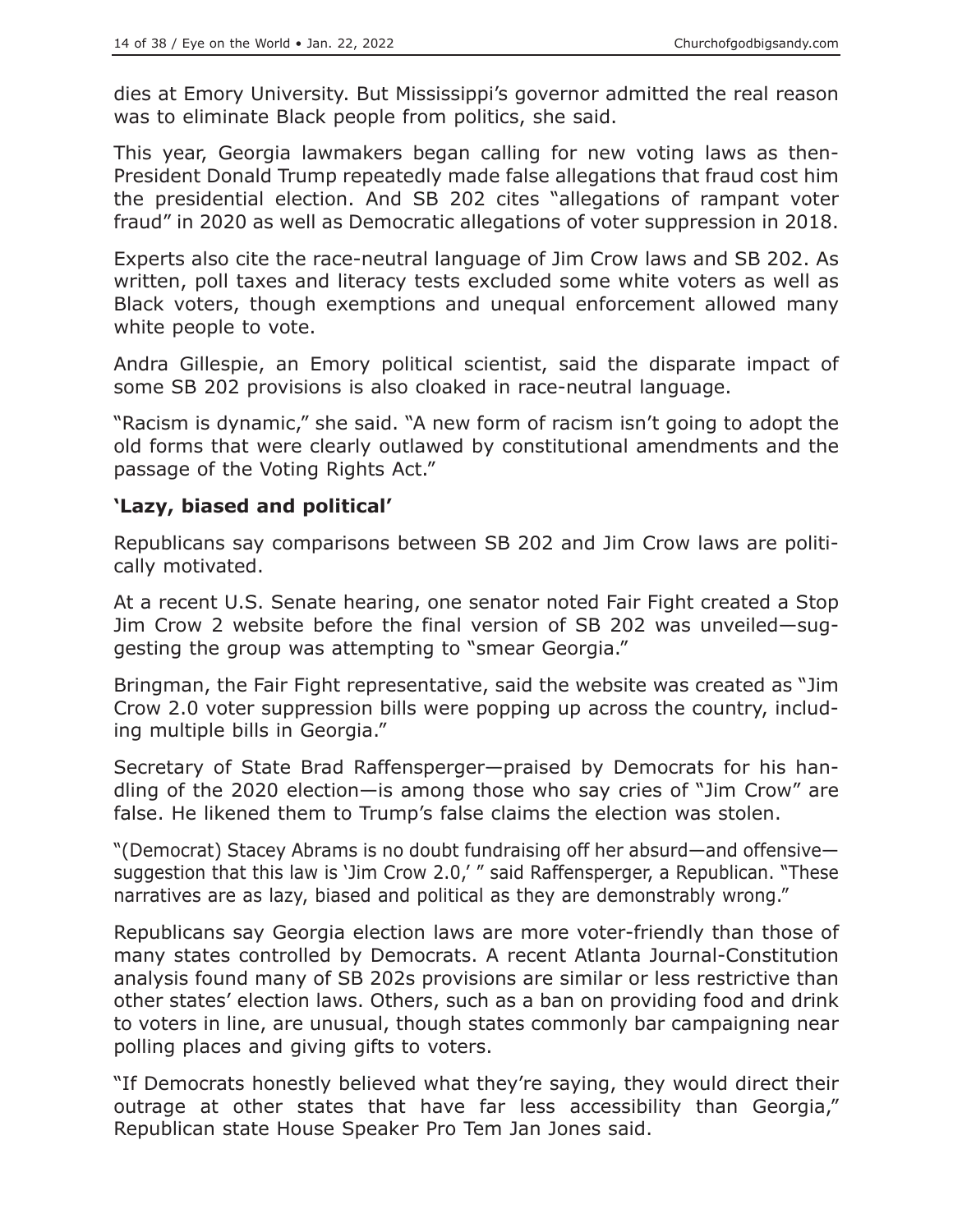dies at Emory University. But Mississippi's governor admitted the real reason was to eliminate Black people from politics, she said.

This year, Georgia lawmakers began calling for new voting laws as then-President Donald Trump repeatedly made false allegations that fraud cost him the presidential election. And SB 202 cites "allegations of rampant voter fraud" in 2020 as well as Democratic allegations of voter suppression in 2018.

Experts also cite the race-neutral language of Jim Crow laws and SB 202. As written, poll taxes and literacy tests excluded some white voters as well as Black voters, though exemptions and unequal enforcement allowed many white people to vote.

Andra Gillespie, an Emory political scientist, said the disparate impact of some SB 202 provisions is also cloaked in race-neutral language.

"Racism is dynamic," she said. "A new form of racism isn't going to adopt the old forms that were clearly outlawed by constitutional amendments and the passage of the Voting Rights Act."

### 'Lazy, biased and political'

Republicans say comparisons between SB 202 and Jim Crow laws are politically motivated.

At a recent U.S. Senate hearing, one senator noted Fair Fight created a Stop Jim Crow 2 website before the final version of SB 202 was unveiled—suggesting the group was attempting to "smear Georgia."

Bringman, the Fair Fight representative, said the website was created as "Jim Crow 2.0 voter suppression bills were popping up across the country, including multiple bills in Georgia."

Secretary of State Brad Raffensperger—praised by Democrats for his handling of the 2020 election—is among those who say cries of "Jim Crow" are false. He likened them to Trump's false claims the election was stolen.

"(Democrat) Stacey Abrams is no doubt fundraising off her absurd—and offensive—suggestion that this law is 'Jim Crow 2.0,' " said Raffensperger, a Republican. "These narratives are as lazy, biased and political as they are demonstrably wrong."

Republicans say Georgia election laws are more voter-friendly than those of many states controlled by Democrats. A recent Atlanta Journal-Constitution analysis found many of SB 202s provisions are similar or less restrictive than other states' election laws. Others, such as a ban on providing food and drink to voters in line, are unusual, though states commonly bar campaigning near polling places and giving gifts to voters.

"If Democrats honestly believed what they're saying, they would direct their outrage at other states that have far less accessibility than Georgia," Republican state House Speaker Pro Tem Jan Jones said.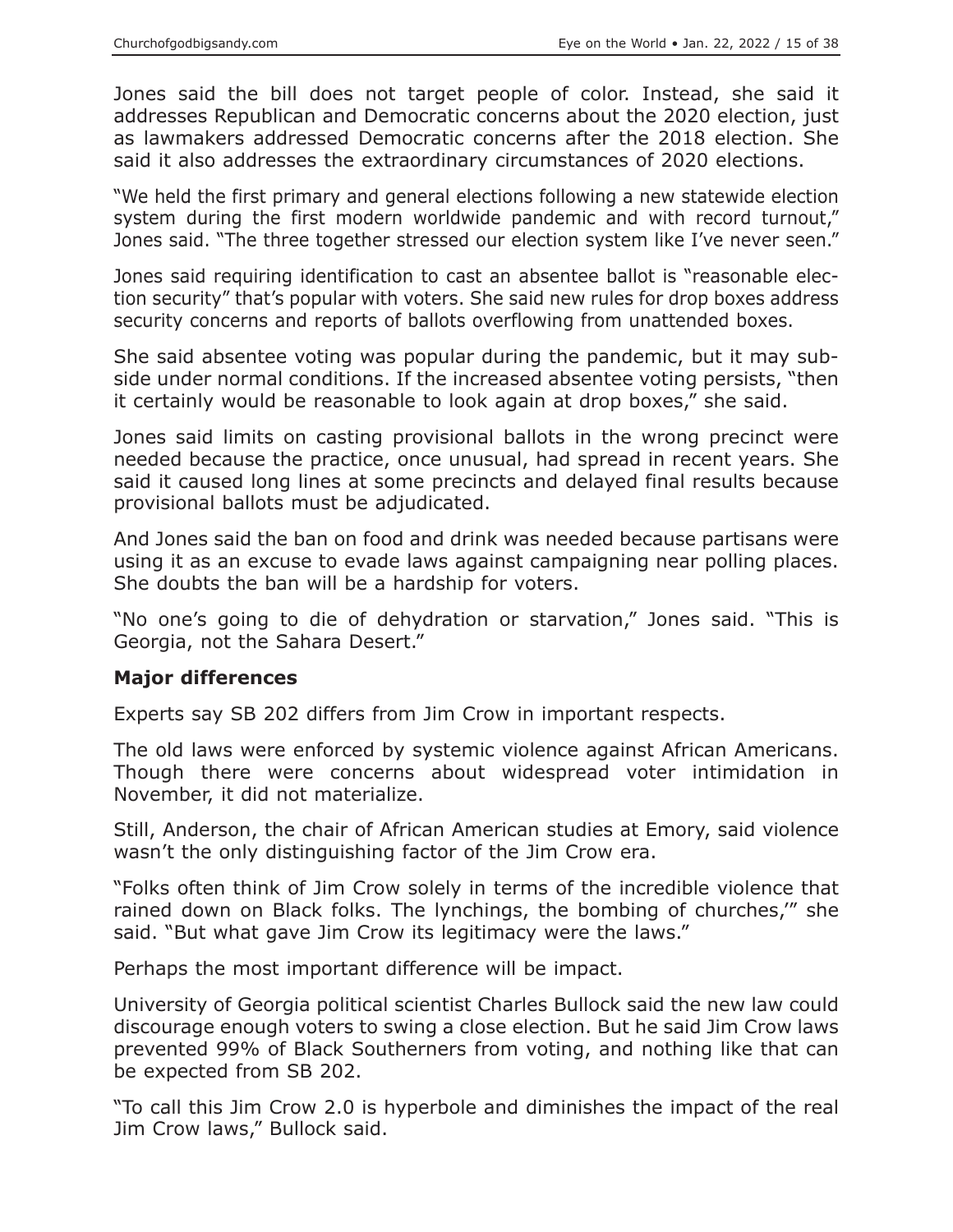Jones said the bill does not target people of color. Instead, she said it addresses Republican and Democratic concerns about the 2020 election, just as lawmakers addressed Democratic concerns after the 2018 election. She said it also addresses the extraordinary circumstances of 2020 elections.

"We held the first primary and general elections following a new statewide election system during the first modern worldwide pandemic and with record turnout," Jones said. "The three together stressed our election system like I've never seen."

Jones said requiring identification to cast an absentee ballot is "reasonable election security" that's popular with voters. She said new rules for drop boxes address security concerns and reports of ballots overflowing from unattended boxes.

She said absentee voting was popular during the pandemic, but it may subside under normal conditions. If the increased absentee voting persists, "then it certainly would be reasonable to look again at drop boxes," she said.

Jones said limits on casting provisional ballots in the wrong precinct were needed because the practice, once unusual, had spread in recent years. She said it caused long lines at some precincts and delayed final results because provisional ballots must be adjudicated.

And Jones said the ban on food and drink was needed because partisans were using it as an excuse to evade laws against campaigning near polling places. She doubts the ban will be a hardship for voters.

"No one's going to die of dehydration or starvation," Jones said. "This is Georgia, not the Sahara Desert."

**Major differences**

Experts say SB 202 differs from Jim Crow in important respects.

The old laws were enforced by systemic violence against African Americans. Though there were concerns about widespread voter intimidation in November, it did not materialize.

Still, Anderson, the chair of African American studies at Emory, said violence wasn't the only distinguishing factor of the Jim Crow era.

"Folks often think of Jim Crow solely in terms of the incredible violence that rained down on Black folks. The lynchings, the bombing of churches,'" she said. "But what gave Jim Crow its legitimacy were the laws."

Perhaps the most important difference will be impact.

University of Georgia political scientist Charles Bullock said the new law could discourage enough voters to swing a close election. But he said Jim Crow laws prevented 99% of Black Southerners from voting, and nothing like that can be expected from SB 202.

"To call this Jim Crow 2.0 is hyperbole and diminishes the impact of the real Jim Crow laws," Bullock said.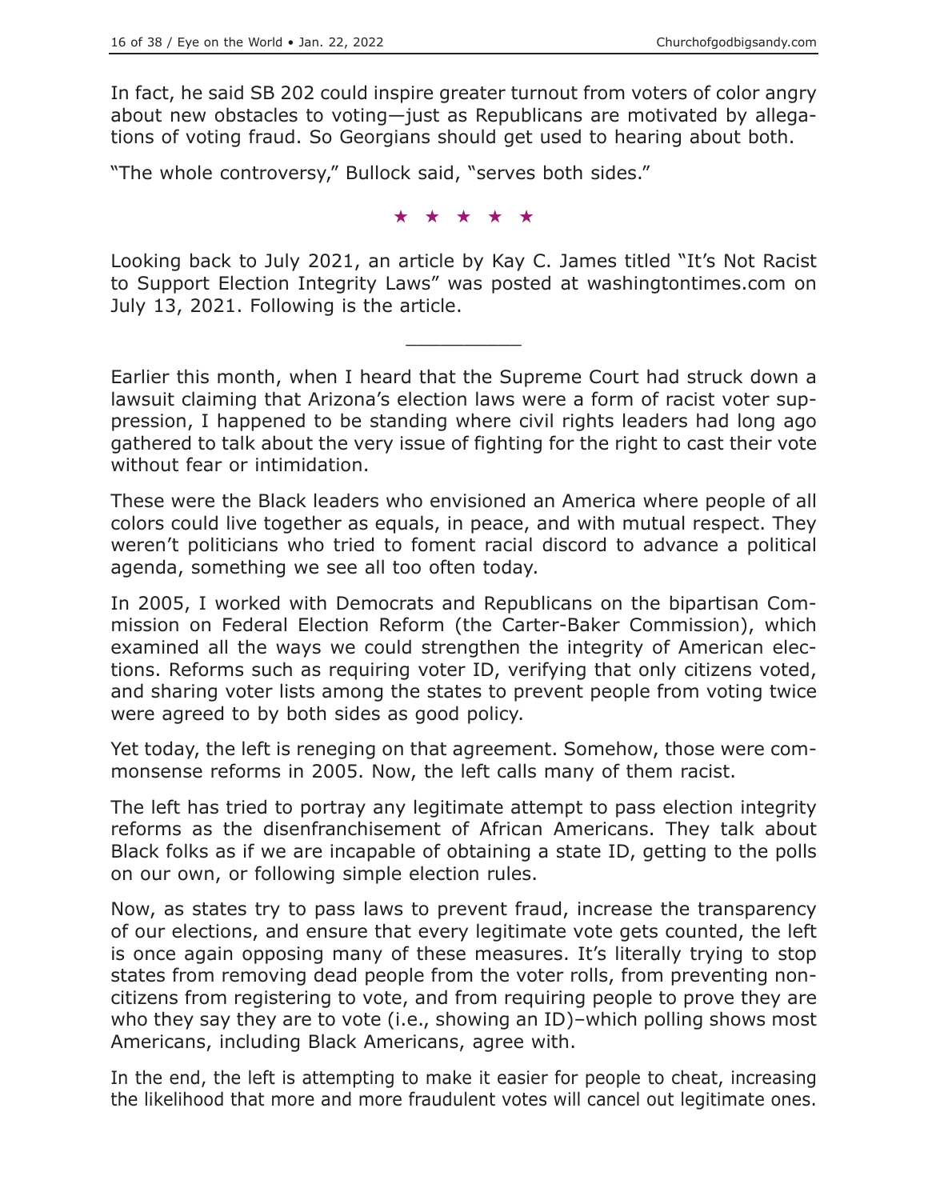In fact, he said SB 202 could inspire greater turnout from voters of color angry about new obstacles to voting—just as Republicans are motivated by allegations of voting fraud. So Georgians should get used to hearing about both.

"The whole controversy," Bullock said, "serves both sides."

★ ★ ★ ★ ★

Looking back to July 2021, an article by Kay C. James titled "It's Not Racist to Support Election Integrity Laws" was posted at washingtontimes.com on July 13, 2021. Following is the article.

---

Earlier this month, when I heard that the Supreme Court had struck down a lawsuit claiming that Arizona's election laws were a form of racist voter suppression, I happened to be standing where civil rights leaders had long ago gathered to talk about the very issue of fighting for the right to cast their vote without fear or intimidation.

These were the Black leaders who envisioned an America where people of all colors could live together as equals, in peace, and with mutual respect. They weren't politicians who tried to foment racial discord to advance a political agenda, something we see all too often today.

In 2005, I worked with Democrats and Republicans on the bipartisan Commission on Federal Election Reform (the Carter-Baker Commission), which examined all the ways we could strengthen the integrity of American elections. Reforms such as requiring voter ID, verifying that only citizens voted, and sharing voter lists among the states to prevent people from voting twice were agreed to by both sides as good policy.

Yet today, the left is reneging on that agreement. Somehow, those were commonsense reforms in 2005. Now, the left calls many of them racist.

The left has tried to portray any legitimate attempt to pass election integrity reforms as the disenfranchisement of African Americans. They talk about Black folks as if we are incapable of obtaining a state ID, getting to the polls on our own, or following simple election rules.

Now, as states try to pass laws to prevent fraud, increase the transparency of our elections, and ensure that every legitimate vote gets counted, the left is once again opposing many of these measures. It's literally trying to stop states from removing dead people from the voter rolls, from preventing noncitizens from registering to vote, and from requiring people to prove they are who they say they are to vote (i.e., showing an ID)–which polling shows most Americans, including Black Americans, agree with.

In the end, the left is attempting to make it easier for people to cheat, increasing the likelihood that more and more fraudulent votes will cancel out legitimate ones.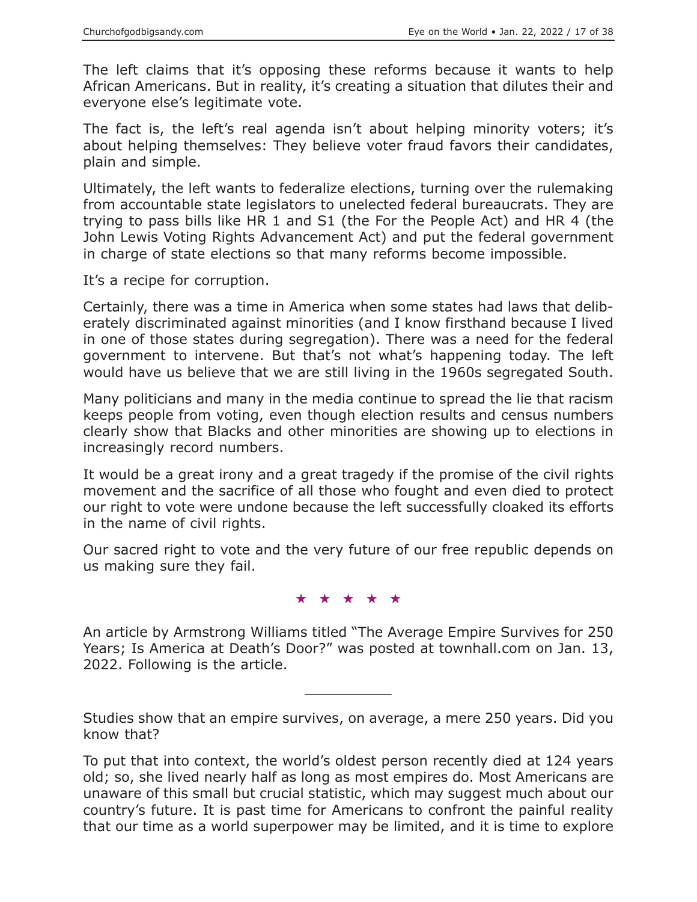The left claims that it's opposing these reforms because it wants to help African Americans. But in reality, it's creating a situation that dilutes their and everyone else's legitimate vote.

The fact is, the left's real agenda isn't about helping minority voters; it's about helping themselves: They believe voter fraud favors their candidates, plain and simple.

Ultimately, the left wants to federalize elections, turning over the rulemaking from accountable state legislators to unelected federal bureaucrats. They are trying to pass bills like HR 1 and S1 (the For the People Act) and HR 4 (the John Lewis Voting Rights Advancement Act) and put the federal government in charge of state elections so that many reforms become impossible.

It's a recipe for corruption.

Certainly, there was a time in America when some states had laws that deliberately discriminated against minorities (and I know firsthand because I lived in one of those states during segregation). There was a need for the federal government to intervene. But that's not what's happening today. The left would have us believe that we are still living in the 1960s segregated South.

Many politicians and many in the media continue to spread the lie that racism keeps people from voting, even though election results and census numbers clearly show that Blacks and other minorities are showing up to elections in increasingly record numbers.

It would be a great irony and a great tragedy if the promise of the civil rights movement and the sacrifice of all those who fought and even died to protect our right to vote were undone because the left successfully cloaked its efforts in the name of civil rights.

Our sacred right to vote and the very future of our free republic depends on us making sure they fail.

★ ★ ★ ★ ★

An article by Armstrong Williams titled "The Average Empire Survives for 250 Years; Is America at Death's Door?" was posted at townhall.com on Jan. 13, 2022. Following is the article.

---

Studies show that an empire survives, on average, a mere 250 years. Did you know that?

To put that into context, the world's oldest person recently died at 124 years old; so, she lived nearly half as long as most empires do. Most Americans are unaware of this small but crucial statistic, which may suggest much about our country's future. It is past time for Americans to confront the painful reality that our time as a world superpower may be limited, and it is time to explore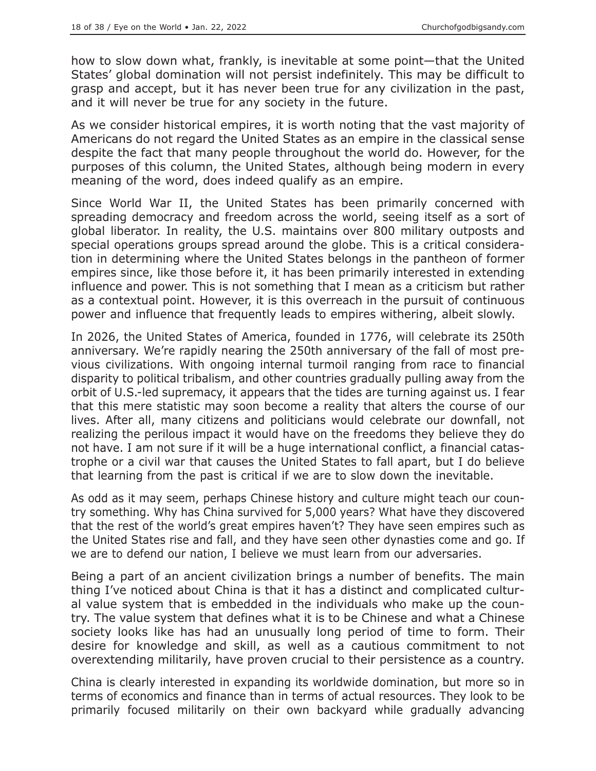how to slow down what, frankly, is inevitable at some point—that the United States' global domination will not persist indefinitely. This may be difficult to grasp and accept, but it has never been true for any civilization in the past, and it will never be true for any society in the future.

As we consider historical empires, it is worth noting that the vast majority of Americans do not regard the United States as an empire in the classical sense despite the fact that many people throughout the world do. However, for the purposes of this column, the United States, although being modern in every meaning of the word, does indeed qualify as an empire.

Since World War II, the United States has been primarily concerned with spreading democracy and freedom across the world, seeing itself as a sort of global liberator. In reality, the U.S. maintains over 800 military outposts and special operations groups spread around the globe. This is a critical consideration in determining where the United States belongs in the pantheon of former empires since, like those before it, it has been primarily interested in extending influence and power. This is not something that I mean as a criticism but rather as a contextual point. However, it is this overreach in the pursuit of continuous power and influence that frequently leads to empires withering, albeit slowly.

In 2026, the United States of America, founded in 1776, will celebrate its 250th anniversary. We're rapidly nearing the 250th anniversary of the fall of most previous civilizations. With ongoing internal turmoil ranging from race to financial disparity to political tribalism, and other countries gradually pulling away from the orbit of U.S.-led supremacy, it appears that the tides are turning against us. I fear that this mere statistic may soon become a reality that alters the course of our lives. After all, many citizens and politicians would celebrate our downfall, not realizing the perilous impact it would have on the freedoms they believe they do not have. I am not sure if it will be a huge international conflict, a financial catastrophe or a civil war that causes the United States to fall apart, but I do believe that learning from the past is critical if we are to slow down the inevitable.

As odd as it may seem, perhaps Chinese history and culture might teach our country something. Why has China survived for 5,000 years? What have they discovered that the rest of the world's great empires haven't? They have seen empires such as the United States rise and fall, and they have seen other dynasties come and go. If we are to defend our nation, I believe we must learn from our adversaries.

Being a part of an ancient civilization brings a number of benefits. The main thing I've noticed about China is that it has a distinct and complicated cultural value system that is embedded in the individuals who make up the country. The value system that defines what it is to be Chinese and what a Chinese society looks like has had an unusually long period of time to form. Their desire for knowledge and skill, as well as a cautious commitment to not overextending militarily, have proven crucial to their persistence as a country.

China is clearly interested in expanding its worldwide domination, but more so in terms of economics and finance than in terms of actual resources. They look to be primarily focused militarily on their own backyard while gradually advancing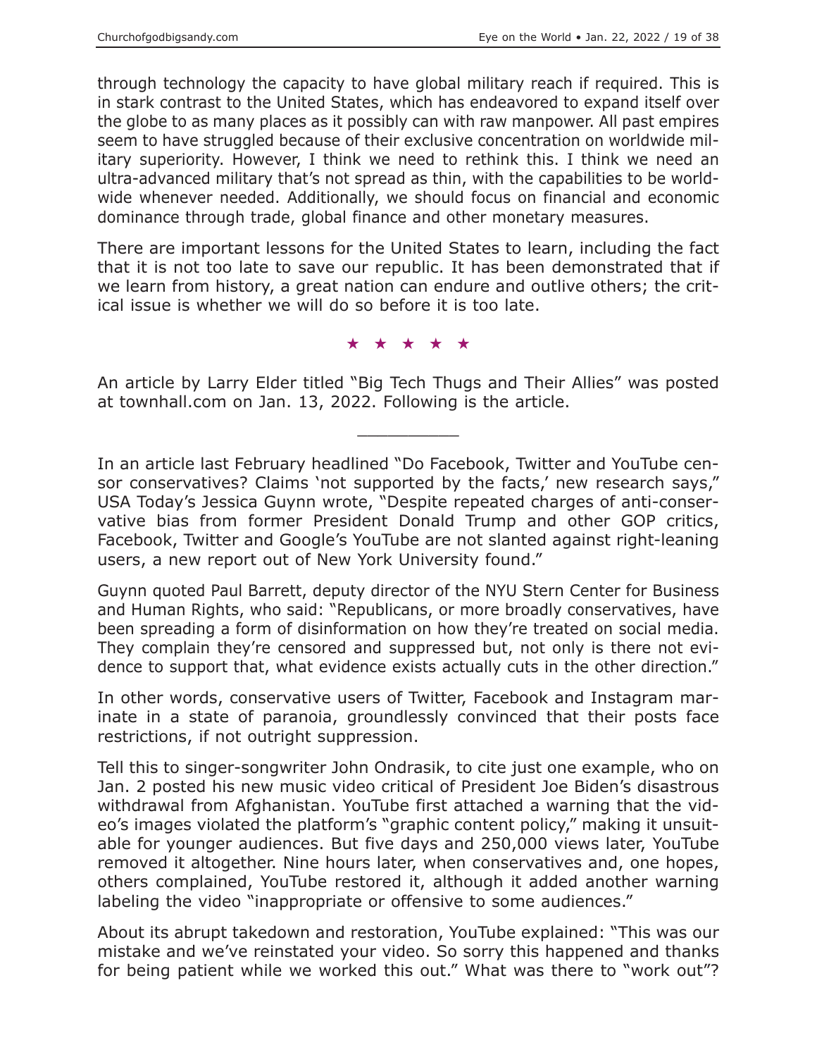through technology the capacity to have global military reach if required. This is in stark contrast to the United States, which has endeavored to expand itself over the globe to as many places as it possibly can with raw manpower. All past empires seem to have struggled because of their exclusive concentration on worldwide military superiority. However, I think we need to rethink this. I think we need an ultra-advanced military that's not spread as thin, with the capabilities to be worldwide whenever needed. Additionally, we should focus on financial and economic dominance through trade, global finance and other monetary measures.

There are important lessons for the United States to learn, including the fact that it is not too late to save our republic. It has been demonstrated that if we learn from history, a great nation can endure and outlive others; the critical issue is whether we will do so before it is too late.

★ ★ ★ ★ ★

An article by Larry Elder titled "Big Tech Thugs and Their Allies" was posted at townhall.com on Jan. 13, 2022. Following is the article.

---

In an article last February headlined "Do Facebook, Twitter and YouTube censor conservatives? Claims 'not supported by the facts,' new research says," USA Today's Jessica Guynn wrote, "Despite repeated charges of anti-conservative bias from former President Donald Trump and other GOP critics, Facebook, Twitter and Google's YouTube are not slanted against right-leaning users, a new report out of New York University found."

Guynn quoted Paul Barrett, deputy director of the NYU Stern Center for Business and Human Rights, who said: "Republicans, or more broadly conservatives, have been spreading a form of disinformation on how they're treated on social media. They complain they're censored and suppressed but, not only is there not evidence to support that, what evidence exists actually cuts in the other direction."

In other words, conservative users of Twitter, Facebook and Instagram marinate in a state of paranoia, groundlessly convinced that their posts face restrictions, if not outright suppression.

Tell this to singer-songwriter John Ondrasik, to cite just one example, who on Jan. 2 posted his new music video critical of President Joe Biden's disastrous withdrawal from Afghanistan. YouTube first attached a warning that the video's images violated the platform's "graphic content policy," making it unsuitable for younger audiences. But five days and 250,000 views later, YouTube removed it altogether. Nine hours later, when conservatives and, one hopes, others complained, YouTube restored it, although it added another warning labeling the video "inappropriate or offensive to some audiences."

About its abrupt takedown and restoration, YouTube explained: "This was our mistake and we've reinstated your video. So sorry this happened and thanks for being patient while we worked this out." What was there to "work out"?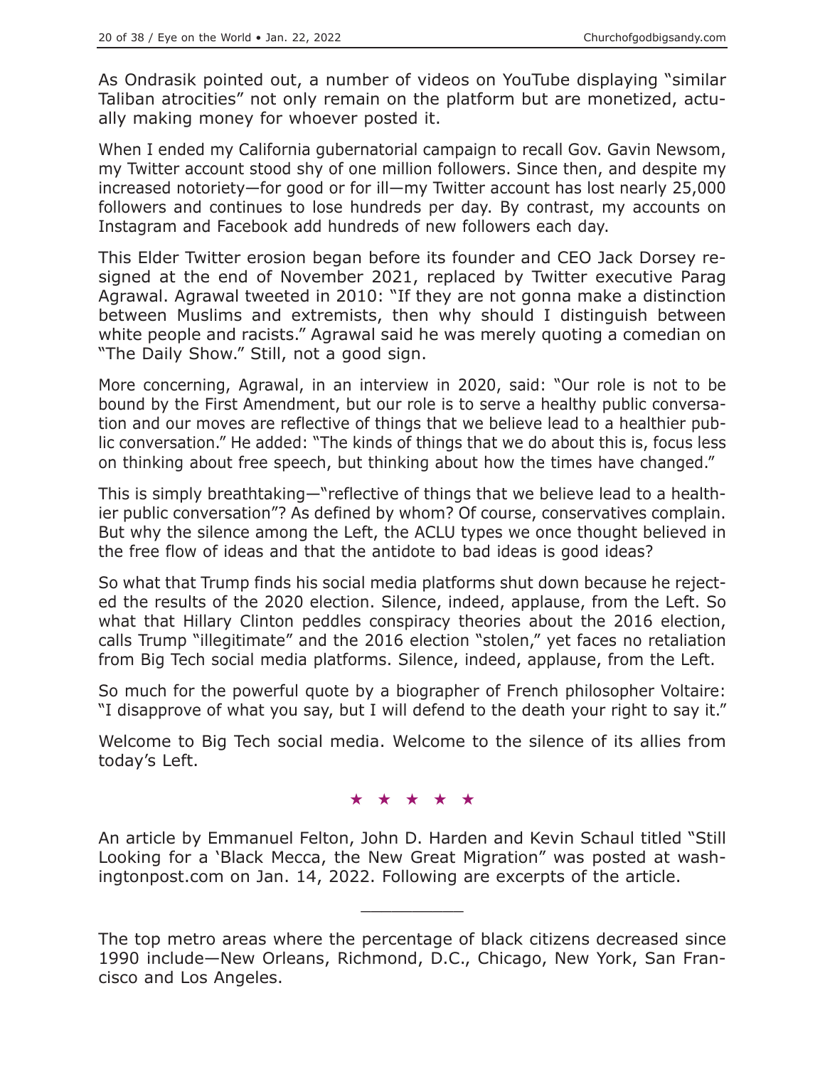As Ondrasik pointed out, a number of videos on YouTube displaying "similar Taliban atrocities" not only remain on the platform but are monetized, actually making money for whoever posted it.

When I ended my California gubernatorial campaign to recall Gov. Gavin Newsom, my Twitter account stood shy of one million followers. Since then, and despite my increased notoriety—for good or for ill—my Twitter account has lost nearly 25,000 followers and continues to lose hundreds per day. By contrast, my accounts on Instagram and Facebook add hundreds of new followers each day.

This Elder Twitter erosion began before its founder and CEO Jack Dorsey resigned at the end of November 2021, replaced by Twitter executive Parag Agrawal. Agrawal tweeted in 2010: "If they are not gonna make a distinction between Muslims and extremists, then why should I distinguish between white people and racists." Agrawal said he was merely quoting a comedian on "The Daily Show." Still, not a good sign.

More concerning, Agrawal, in an interview in 2020, said: "Our role is not to be bound by the First Amendment, but our role is to serve a healthy public conversation and our moves are reflective of things that we believe lead to a healthier public conversation." He added: "The kinds of things that we do about this is, focus less on thinking about free speech, but thinking about how the times have changed."

This is simply breathtaking—"reflective of things that we believe lead to a healthier public conversation"? As defined by whom? Of course, conservatives complain. But why the silence among the Left, the ACLU types we once thought believed in the free flow of ideas and that the antidote to bad ideas is good ideas?

So what that Trump finds his social media platforms shut down because he rejected the results of the 2020 election. Silence, indeed, applause, from the Left. So what that Hillary Clinton peddles conspiracy theories about the 2016 election, calls Trump "illegitimate" and the 2016 election "stolen," yet faces no retaliation from Big Tech social media platforms. Silence, indeed, applause, from the Left.

So much for the powerful quote by a biographer of French philosopher Voltaire: "I disapprove of what you say, but I will defend to the death your right to say it."

Welcome to Big Tech social media. Welcome to the silence of its allies from today's Left.

★ ★ ★ ★ ★

An article by Emmanuel Felton, John D. Harden and Kevin Schaul titled "Still Looking for a 'Black Mecca, the New Great Migration" was posted at washingtonpost.com on Jan. 14, 2022. Following are excerpts of the article.

---

The top metro areas where the percentage of black citizens decreased since 1990 include—New Orleans, Richmond, D.C., Chicago, New York, San Francisco and Los Angeles.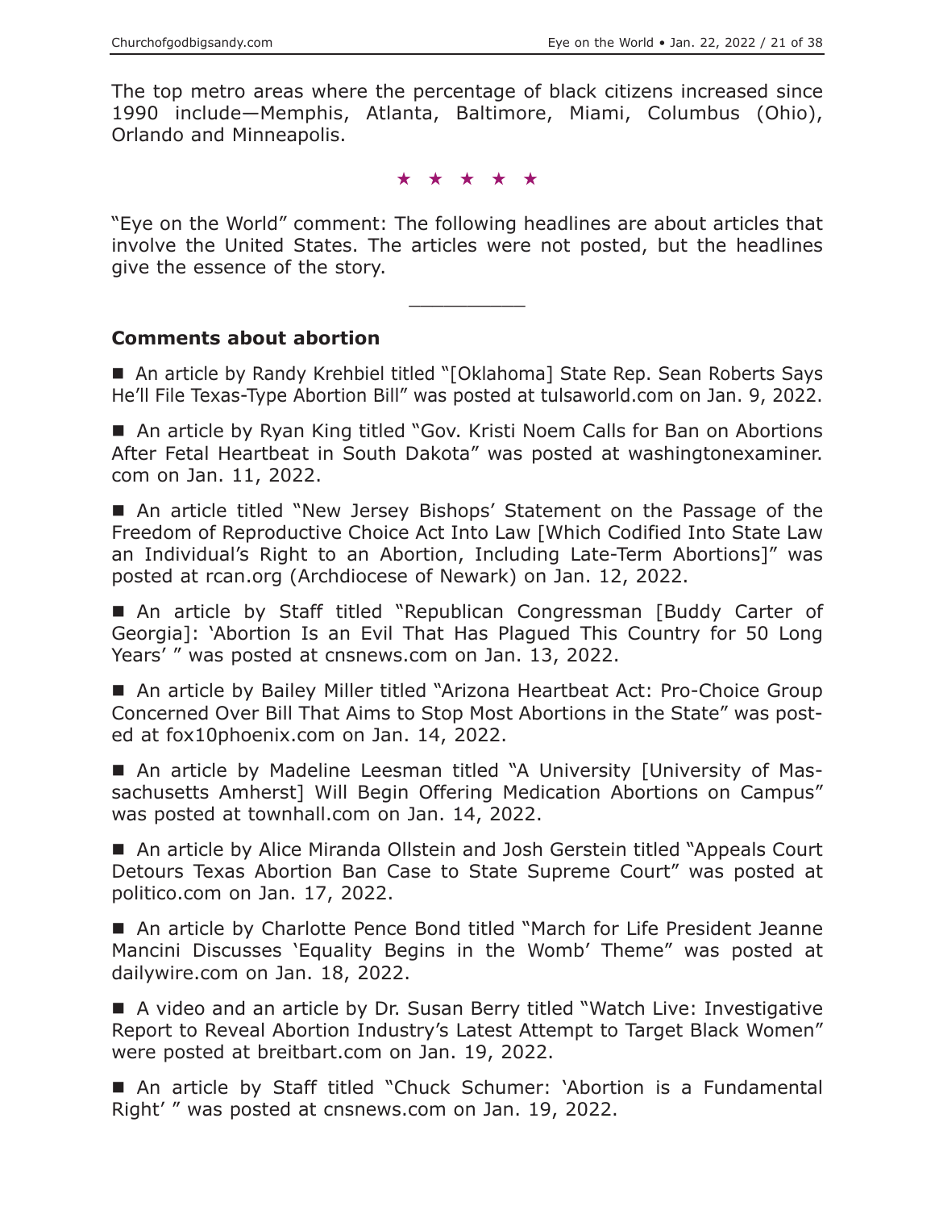The top metro areas where the percentage of black citizens increased since 1990 include—Memphis, Atlanta, Baltimore, Miami, Columbus (Ohio), Orlando and Minneapolis.

★ ★ ★ ★ ★

"Eye on the World" comment: The following headlines are about articles that involve the United States. The articles were not posted, but the headlines give the essence of the story.

---

**Comments about abortion**

■ An article by Randy Krehbiel titled "[Oklahoma] State Rep. Sean Roberts Says He'll File Texas-Type Abortion Bill" was posted at tulsaworld.com on Jan. 9, 2022.

■ An article by Ryan King titled "Gov. Kristi Noem Calls for Ban on Abortions After Fetal Heartbeat in South Dakota" was posted at washingtonexaminer.com on Jan. 11, 2022.

■ An article titled "New Jersey Bishops' Statement on the Passage of the Freedom of Reproductive Choice Act Into Law [Which Codified Into State Law an Individual's Right to an Abortion, Including Late-Term Abortions]" was posted at rcan.org (Archdiocese of Newark) on Jan. 12, 2022.

■ An article by Staff titled "Republican Congressman [Buddy Carter of Georgia]: 'Abortion Is an Evil That Has Plagued This Country for 50 Long Years' " was posted at cnsnews.com on Jan. 13, 2022.

■ An article by Bailey Miller titled "Arizona Heartbeat Act: Pro-Choice Group Concerned Over Bill That Aims to Stop Most Abortions in the State" was posted at fox10phoenix.com on Jan. 14, 2022.

■ An article by Madeline Leesman titled "A University [University of Massachusetts Amherst] Will Begin Offering Medication Abortions on Campus" was posted at townhall.com on Jan. 14, 2022.

■ An article by Alice Miranda Ollstein and Josh Gerstein titled "Appeals Court Detours Texas Abortion Ban Case to State Supreme Court" was posted at politico.com on Jan. 17, 2022.

■ An article by Charlotte Pence Bond titled "March for Life President Jeanne Mancini Discusses 'Equality Begins in the Womb' Theme" was posted at dailywire.com on Jan. 18, 2022.

■ A video and an article by Dr. Susan Berry titled "Watch Live: Investigative Report to Reveal Abortion Industry's Latest Attempt to Target Black Women" were posted at breitbart.com on Jan. 19, 2022.

■ An article by Staff titled "Chuck Schumer: 'Abortion is a Fundamental Right' " was posted at cnsnews.com on Jan. 19, 2022.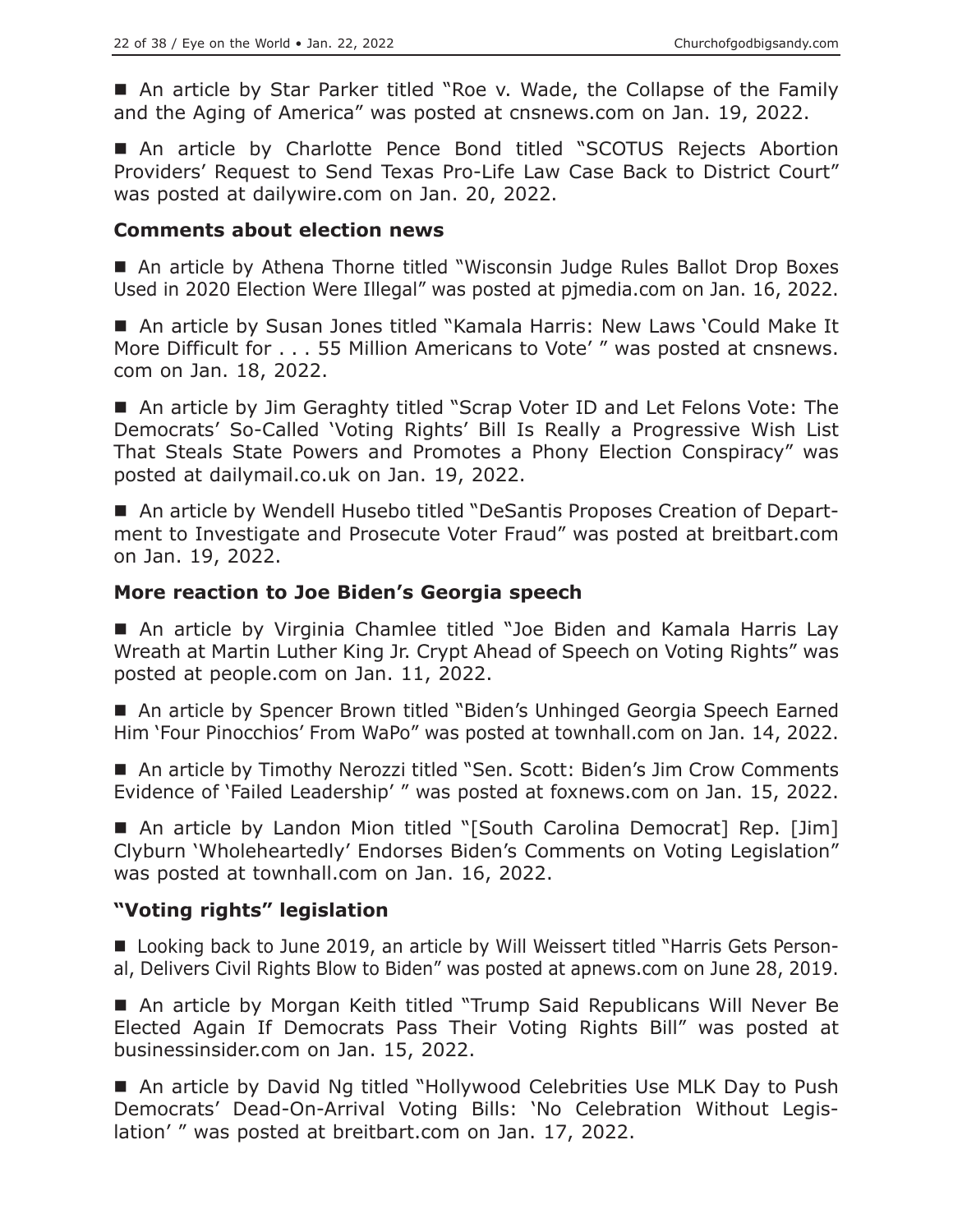■ An article by Star Parker titled "Roe v. Wade, the Collapse of the Family and the Aging of America" was posted at cnsnews.com on Jan. 19, 2022.

■ An article by Charlotte Pence Bond titled "SCOTUS Rejects Abortion Providers' Request to Send Texas Pro-Life Law Case Back to District Court" was posted at dailywire.com on Jan. 20, 2022.

### Comments about election news

■ An article by Athena Thorne titled "Wisconsin Judge Rules Ballot Drop Boxes Used in 2020 Election Were Illegal" was posted at pjmedia.com on Jan. 16, 2022.

■ An article by Susan Jones titled "Kamala Harris: New Laws 'Could Make It More Difficult for . . . 55 Million Americans to Vote' " was posted at cnsnews.com on Jan. 18, 2022.

■ An article by Jim Geraghty titled "Scrap Voter ID and Let Felons Vote: The Democrats' So-Called 'Voting Rights' Bill Is Really a Progressive Wish List That Steals State Powers and Promotes a Phony Election Conspiracy" was posted at dailymail.co.uk on Jan. 19, 2022.

■ An article by Wendell Husebo titled "DeSantis Proposes Creation of Department to Investigate and Prosecute Voter Fraud" was posted at breitbart.com on Jan. 19, 2022.

### More reaction to Joe Biden's Georgia speech

■ An article by Virginia Chamlee titled "Joe Biden and Kamala Harris Lay Wreath at Martin Luther King Jr. Crypt Ahead of Speech on Voting Rights" was posted at people.com on Jan. 11, 2022.

■ An article by Spencer Brown titled "Biden's Unhinged Georgia Speech Earned Him 'Four Pinocchios' From WaPo" was posted at townhall.com on Jan. 14, 2022.

■ An article by Timothy Nerozzi titled "Sen. Scott: Biden's Jim Crow Comments Evidence of 'Failed Leadership' " was posted at foxnews.com on Jan. 15, 2022.

■ An article by Landon Mion titled "[South Carolina Democrat] Rep. [Jim] Clyburn 'Wholeheartedly' Endorses Biden's Comments on Voting Legislation" was posted at townhall.com on Jan. 16, 2022.

### "Voting rights" legislation

■ Looking back to June 2019, an article by Will Weissert titled "Harris Gets Personal, Delivers Civil Rights Blow to Biden" was posted at apnews.com on June 28, 2019.

■ An article by Morgan Keith titled "Trump Said Republicans Will Never Be Elected Again If Democrats Pass Their Voting Rights Bill" was posted at businessinsider.com on Jan. 15, 2022.

■ An article by David Ng titled "Hollywood Celebrities Use MLK Day to Push Democrats' Dead-On-Arrival Voting Bills: 'No Celebration Without Legislation' " was posted at breitbart.com on Jan. 17, 2022.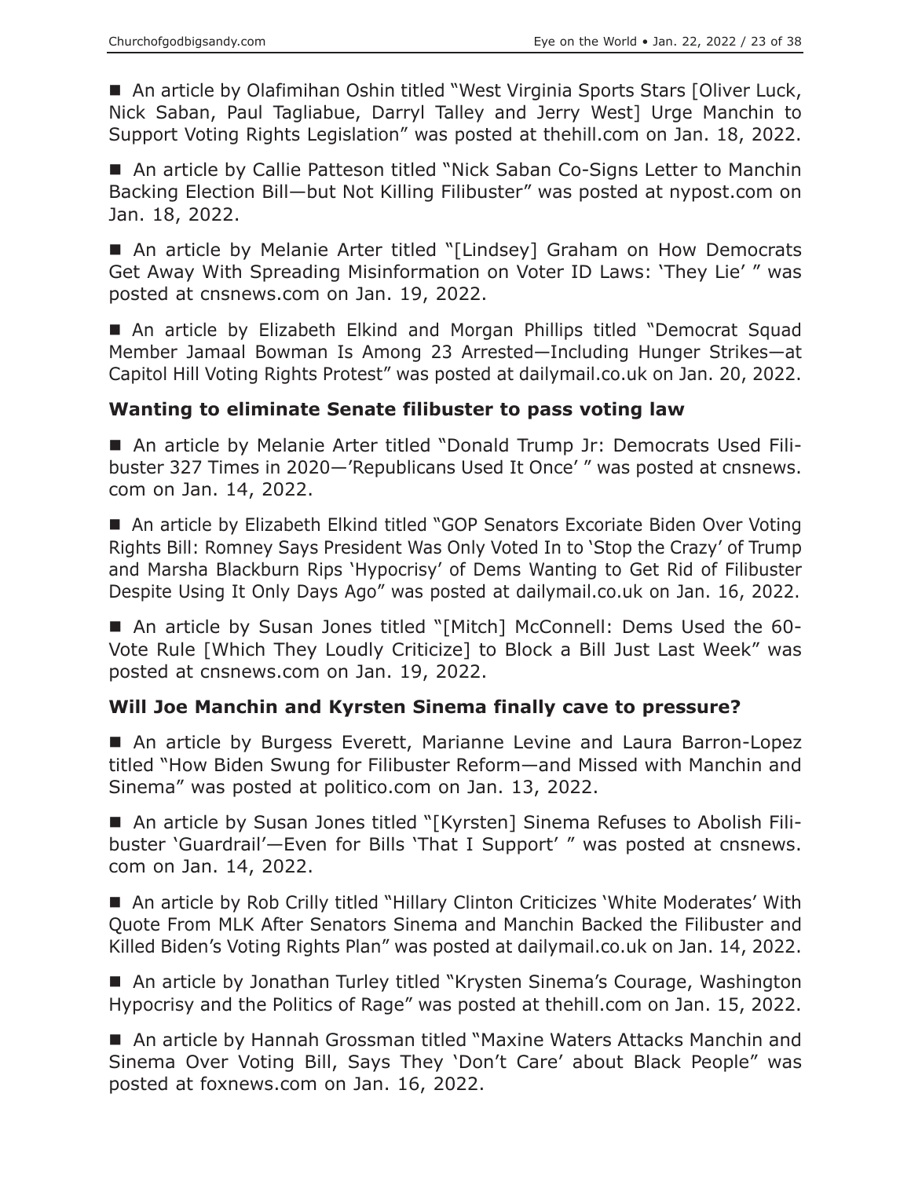■ An article by Olafimihan Oshin titled "West Virginia Sports Stars [Oliver Luck, Nick Saban, Paul Tagliabue, Darryl Talley and Jerry West] Urge Manchin to Support Voting Rights Legislation" was posted at thehill.com on Jan. 18, 2022.

■ An article by Callie Patteson titled "Nick Saban Co-Signs Letter to Manchin Backing Election Bill—but Not Killing Filibuster" was posted at nypost.com on Jan. 18, 2022.

■ An article by Melanie Arter titled "[Lindsey] Graham on How Democrats Get Away With Spreading Misinformation on Voter ID Laws: 'They Lie' " was posted at cnsnews.com on Jan. 19, 2022.

■ An article by Elizabeth Elkind and Morgan Phillips titled "Democrat Squad Member Jamaal Bowman Is Among 23 Arrested—Including Hunger Strikes—at Capitol Hill Voting Rights Protest" was posted at dailymail.co.uk on Jan. 20, 2022.

### Wanting to eliminate Senate filibuster to pass voting law

■ An article by Melanie Arter titled "Donald Trump Jr: Democrats Used Filibuster 327 Times in 2020—'Republicans Used It Once' " was posted at cnsnews.com on Jan. 14, 2022.

■ An article by Elizabeth Elkind titled "GOP Senators Excoriate Biden Over Voting Rights Bill: Romney Says President Was Only Voted In to 'Stop the Crazy' of Trump and Marsha Blackburn Rips 'Hypocrisy' of Dems Wanting to Get Rid of Filibuster Despite Using It Only Days Ago" was posted at dailymail.co.uk on Jan. 16, 2022.

■ An article by Susan Jones titled "[Mitch] McConnell: Dems Used the 60-Vote Rule [Which They Loudly Criticize] to Block a Bill Just Last Week" was posted at cnsnews.com on Jan. 19, 2022.

### Will Joe Manchin and Kyrsten Sinema finally cave to pressure?

■ An article by Burgess Everett, Marianne Levine and Laura Barron-Lopez titled "How Biden Swung for Filibuster Reform—and Missed with Manchin and Sinema" was posted at politico.com on Jan. 13, 2022.

■ An article by Susan Jones titled "[Kyrsten] Sinema Refuses to Abolish Filibuster 'Guardrail'—Even for Bills 'That I Support' " was posted at cnsnews.com on Jan. 14, 2022.

■ An article by Rob Crilly titled "Hillary Clinton Criticizes 'White Moderates' With Quote From MLK After Senators Sinema and Manchin Backed the Filibuster and Killed Biden's Voting Rights Plan" was posted at dailymail.co.uk on Jan. 14, 2022.

■ An article by Jonathan Turley titled "Krysten Sinema's Courage, Washington Hypocrisy and the Politics of Rage" was posted at thehill.com on Jan. 15, 2022.

■ An article by Hannah Grossman titled "Maxine Waters Attacks Manchin and Sinema Over Voting Bill, Says They 'Don't Care' about Black People" was posted at foxnews.com on Jan. 16, 2022.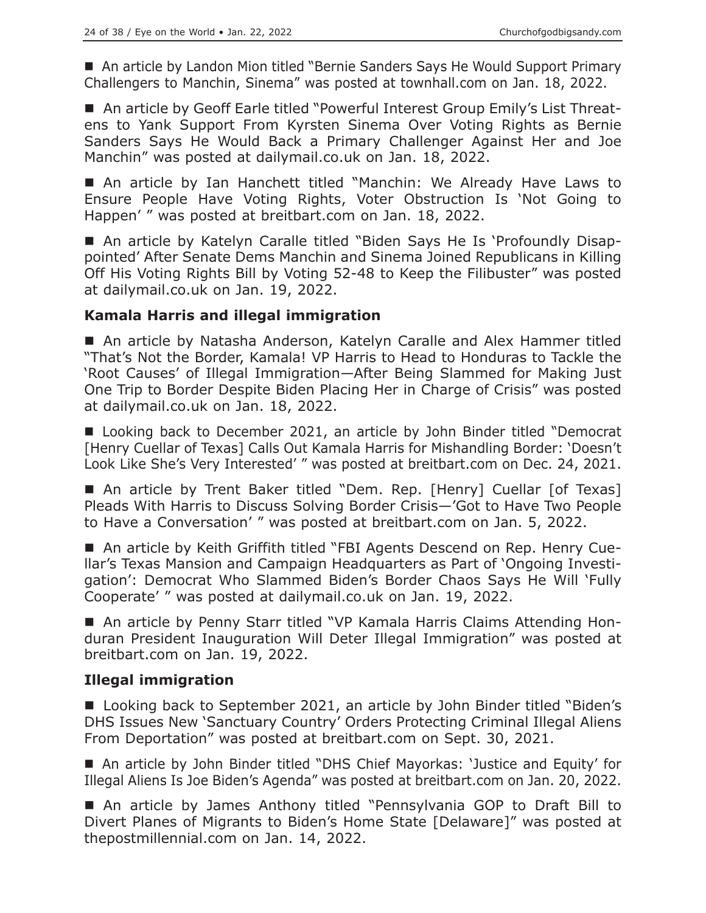■ An article by Landon Mion titled "Bernie Sanders Says He Would Support Primary Challengers to Manchin, Sinema" was posted at townhall.com on Jan. 18, 2022.

■ An article by Geoff Earle titled "Powerful Interest Group Emily's List Threatens to Yank Support From Kyrsten Sinema Over Voting Rights as Bernie Sanders Says He Would Back a Primary Challenger Against Her and Joe Manchin" was posted at dailymail.co.uk on Jan. 18, 2022.

■ An article by Ian Hanchett titled "Manchin: We Already Have Laws to Ensure People Have Voting Rights, Voter Obstruction Is 'Not Going to Happen' " was posted at breitbart.com on Jan. 18, 2022.

■ An article by Katelyn Caralle titled "Biden Says He Is 'Profoundly Disappointed' After Senate Dems Manchin and Sinema Joined Republicans in Killing Off His Voting Rights Bill by Voting 52-48 to Keep the Filibuster" was posted at dailymail.co.uk on Jan. 19, 2022.

## Kamala Harris and illegal immigration

■ An article by Natasha Anderson, Katelyn Caralle and Alex Hammer titled "That's Not the Border, Kamala! VP Harris to Head to Honduras to Tackle the 'Root Causes' of Illegal Immigration—After Being Slammed for Making Just One Trip to Border Despite Biden Placing Her in Charge of Crisis" was posted at dailymail.co.uk on Jan. 18, 2022.

■ Looking back to December 2021, an article by John Binder titled "Democrat [Henry Cuellar of Texas] Calls Out Kamala Harris for Mishandling Border: 'Doesn't Look Like She's Very Interested' " was posted at breitbart.com on Dec. 24, 2021.

■ An article by Trent Baker titled "Dem. Rep. [Henry] Cuellar [of Texas] Pleads With Harris to Discuss Solving Border Crisis—'Got to Have Two People to Have a Conversation' " was posted at breitbart.com on Jan. 5, 2022.

■ An article by Keith Griffith titled "FBI Agents Descend on Rep. Henry Cuellar's Texas Mansion and Campaign Headquarters as Part of 'Ongoing Investigation': Democrat Who Slammed Biden's Border Chaos Says He Will 'Fully Cooperate' " was posted at dailymail.co.uk on Jan. 19, 2022.

■ An article by Penny Starr titled "VP Kamala Harris Claims Attending Honduran President Inauguration Will Deter Illegal Immigration" was posted at breitbart.com on Jan. 19, 2022.

## Illegal immigration

■ Looking back to September 2021, an article by John Binder titled "Biden's DHS Issues New 'Sanctuary Country' Orders Protecting Criminal Illegal Aliens From Deportation" was posted at breitbart.com on Sept. 30, 2021.

■ An article by John Binder titled "DHS Chief Mayorkas: 'Justice and Equity' for Illegal Aliens Is Joe Biden's Agenda" was posted at breitbart.com on Jan. 20, 2022.

■ An article by James Anthony titled "Pennsylvania GOP to Draft Bill to Divert Planes of Migrants to Biden's Home State [Delaware]" was posted at thepostmillennial.com on Jan. 14, 2022.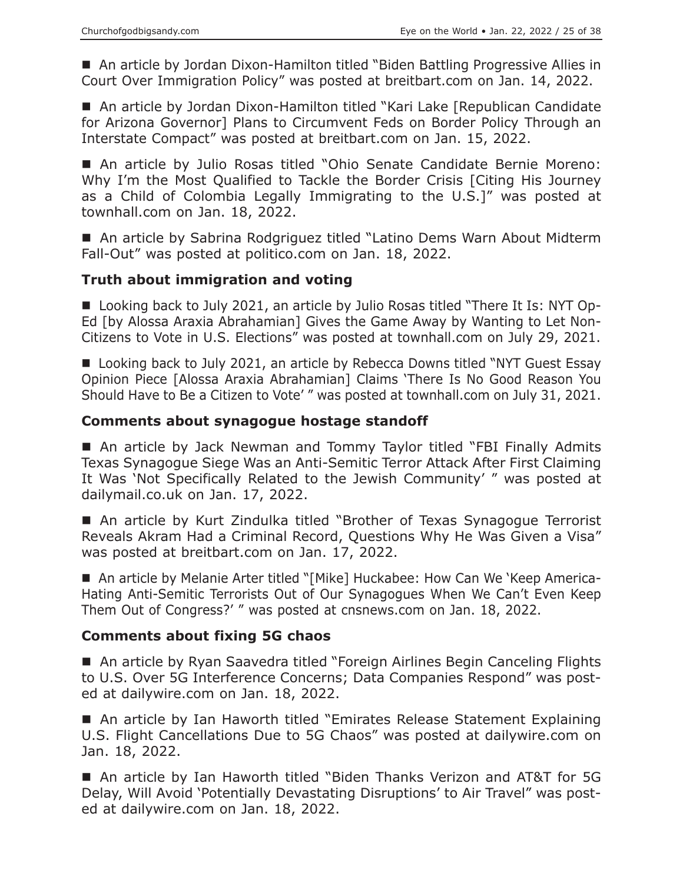■ An article by Jordan Dixon-Hamilton titled "Biden Battling Progressive Allies in Court Over Immigration Policy" was posted at breitbart.com on Jan. 14, 2022.

■ An article by Jordan Dixon-Hamilton titled "Kari Lake [Republican Candidate for Arizona Governor] Plans to Circumvent Feds on Border Policy Through an Interstate Compact" was posted at breitbart.com on Jan. 15, 2022.

■ An article by Julio Rosas titled "Ohio Senate Candidate Bernie Moreno: Why I'm the Most Qualified to Tackle the Border Crisis [Citing His Journey as a Child of Colombia Legally Immigrating to the U.S.]" was posted at townhall.com on Jan. 18, 2022.

■ An article by Sabrina Rodgriguez titled "Latino Dems Warn About Midterm Fall-Out" was posted at politico.com on Jan. 18, 2022.

### Truth about immigration and voting

■ Looking back to July 2021, an article by Julio Rosas titled "There It Is: NYT Op-Ed [by Alossa Araxia Abrahamian] Gives the Game Away by Wanting to Let Non-Citizens to Vote in U.S. Elections" was posted at townhall.com on July 29, 2021.

■ Looking back to July 2021, an article by Rebecca Downs titled "NYT Guest Essay Opinion Piece [Alossa Araxia Abrahamian] Claims 'There Is No Good Reason You Should Have to Be a Citizen to Vote' " was posted at townhall.com on July 31, 2021.

### Comments about synagogue hostage standoff

■ An article by Jack Newman and Tommy Taylor titled "FBI Finally Admits Texas Synagogue Siege Was an Anti-Semitic Terror Attack After First Claiming It Was 'Not Specifically Related to the Jewish Community' " was posted at dailymail.co.uk on Jan. 17, 2022.

■ An article by Kurt Zindulka titled "Brother of Texas Synagogue Terrorist Reveals Akram Had a Criminal Record, Questions Why He Was Given a Visa" was posted at breitbart.com on Jan. 17, 2022.

■ An article by Melanie Arter titled "[Mike] Huckabee: How Can We 'Keep America-Hating Anti-Semitic Terrorists Out of Our Synagogues When We Can't Even Keep Them Out of Congress?' " was posted at cnsnews.com on Jan. 18, 2022.

### Comments about fixing 5G chaos

■ An article by Ryan Saavedra titled "Foreign Airlines Begin Canceling Flights to U.S. Over 5G Interference Concerns; Data Companies Respond" was posted at dailywire.com on Jan. 18, 2022.

■ An article by Ian Haworth titled "Emirates Release Statement Explaining U.S. Flight Cancellations Due to 5G Chaos" was posted at dailywire.com on Jan. 18, 2022.

■ An article by Ian Haworth titled "Biden Thanks Verizon and AT&T for 5G Delay, Will Avoid 'Potentially Devastating Disruptions' to Air Travel" was posted at dailywire.com on Jan. 18, 2022.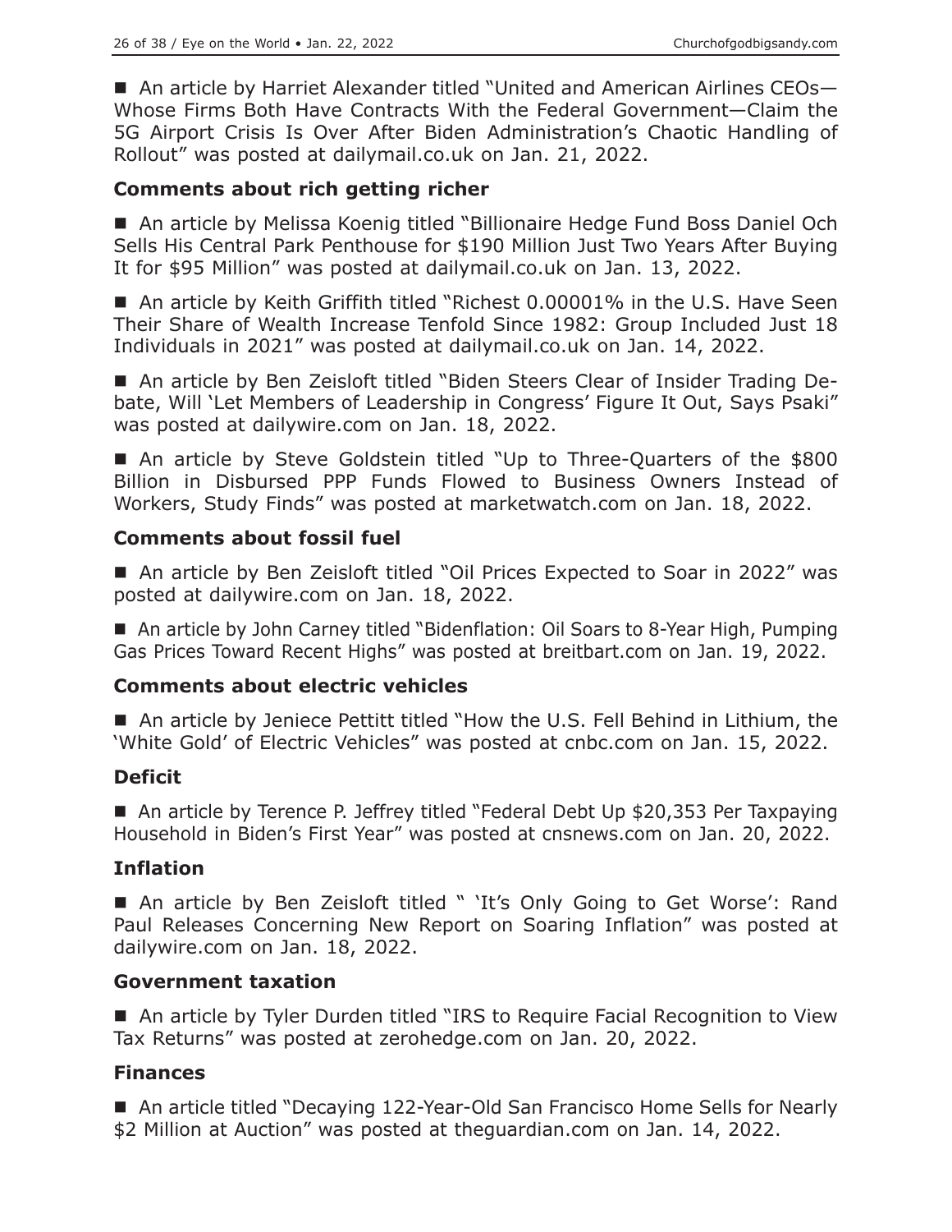■ An article by Harriet Alexander titled "United and American Airlines CEOs—Whose Firms Both Have Contracts With the Federal Government—Claim the 5G Airport Crisis Is Over After Biden Administration's Chaotic Handling of Rollout" was posted at dailymail.co.uk on Jan. 21, 2022.

### Comments about rich getting richer

■ An article by Melissa Koenig titled "Billionaire Hedge Fund Boss Daniel Och Sells His Central Park Penthouse for $190 Million Just Two Years After Buying It for $95 Million" was posted at dailymail.co.uk on Jan. 13, 2022.

■ An article by Keith Griffith titled "Richest 0.00001% in the U.S. Have Seen Their Share of Wealth Increase Tenfold Since 1982: Group Included Just 18 Individuals in 2021" was posted at dailymail.co.uk on Jan. 14, 2022.

■ An article by Ben Zeisloft titled "Biden Steers Clear of Insider Trading Debate, Will 'Let Members of Leadership in Congress' Figure It Out, Says Psaki" was posted at dailywire.com on Jan. 18, 2022.

■ An article by Steve Goldstein titled "Up to Three-Quarters of the $800 Billion in Disbursed PPP Funds Flowed to Business Owners Instead of Workers, Study Finds" was posted at marketwatch.com on Jan. 18, 2022.

### Comments about fossil fuel

■ An article by Ben Zeisloft titled "Oil Prices Expected to Soar in 2022" was posted at dailywire.com on Jan. 18, 2022.

■ An article by John Carney titled "Bidenflation: Oil Soars to 8-Year High, Pumping Gas Prices Toward Recent Highs" was posted at breitbart.com on Jan. 19, 2022.

### Comments about electric vehicles

■ An article by Jeniece Pettitt titled "How the U.S. Fell Behind in Lithium, the 'White Gold' of Electric Vehicles" was posted at cnbc.com on Jan. 15, 2022.

### Deficit

■ An article by Terence P. Jeffrey titled "Federal Debt Up $20,353 Per Taxpaying Household in Biden's First Year" was posted at cnsnews.com on Jan. 20, 2022.

### Inflation

■ An article by Ben Zeisloft titled " 'It's Only Going to Get Worse': Rand Paul Releases Concerning New Report on Soaring Inflation" was posted at dailywire.com on Jan. 18, 2022.

### Government taxation

■ An article by Tyler Durden titled "IRS to Require Facial Recognition to View Tax Returns" was posted at zerohedge.com on Jan. 20, 2022.

### Finances

■ An article titled "Decaying 122-Year-Old San Francisco Home Sells for Nearly $2 Million at Auction" was posted at theguardian.com on Jan. 14, 2022.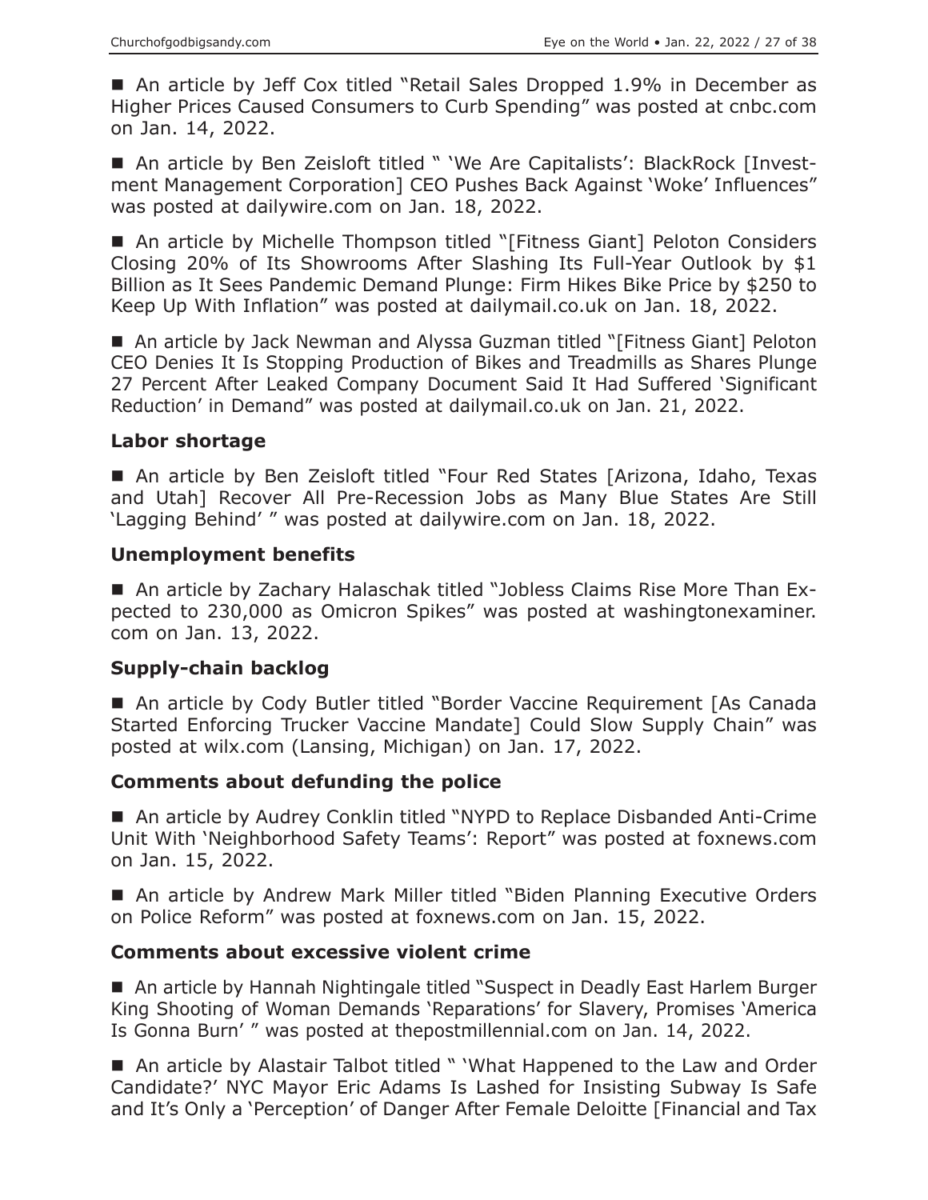■ An article by Jeff Cox titled "Retail Sales Dropped 1.9% in December as Higher Prices Caused Consumers to Curb Spending" was posted at cnbc.com on Jan. 14, 2022.

■ An article by Ben Zeisloft titled " 'We Are Capitalists': BlackRock [Investment Management Corporation] CEO Pushes Back Against 'Woke' Influences" was posted at dailywire.com on Jan. 18, 2022.

■ An article by Michelle Thompson titled "[Fitness Giant] Peloton Considers Closing 20% of Its Showrooms After Slashing Its Full-Year Outlook by $1 Billion as It Sees Pandemic Demand Plunge: Firm Hikes Bike Price by $250 to Keep Up With Inflation" was posted at dailymail.co.uk on Jan. 18, 2022.

■ An article by Jack Newman and Alyssa Guzman titled "[Fitness Giant] Peloton CEO Denies It Is Stopping Production of Bikes and Treadmills as Shares Plunge 27 Percent After Leaked Company Document Said It Had Suffered 'Significant Reduction' in Demand" was posted at dailymail.co.uk on Jan. 21, 2022.

### Labor shortage

■ An article by Ben Zeisloft titled "Four Red States [Arizona, Idaho, Texas and Utah] Recover All Pre-Recession Jobs as Many Blue States Are Still 'Lagging Behind' " was posted at dailywire.com on Jan. 18, 2022.

### Unemployment benefits

■ An article by Zachary Halaschak titled "Jobless Claims Rise More Than Expected to 230,000 as Omicron Spikes" was posted at washingtonexaminer.com on Jan. 13, 2022.

### Supply-chain backlog

■ An article by Cody Butler titled "Border Vaccine Requirement [As Canada Started Enforcing Trucker Vaccine Mandate] Could Slow Supply Chain" was posted at wilx.com (Lansing, Michigan) on Jan. 17, 2022.

### Comments about defunding the police

■ An article by Audrey Conklin titled "NYPD to Replace Disbanded Anti-Crime Unit With 'Neighborhood Safety Teams': Report" was posted at foxnews.com on Jan. 15, 2022.

■ An article by Andrew Mark Miller titled "Biden Planning Executive Orders on Police Reform" was posted at foxnews.com on Jan. 15, 2022.

### Comments about excessive violent crime

■ An article by Hannah Nightingale titled "Suspect in Deadly East Harlem Burger King Shooting of Woman Demands 'Reparations' for Slavery, Promises 'America Is Gonna Burn' " was posted at thepostmillennial.com on Jan. 14, 2022.

■ An article by Alastair Talbot titled " 'What Happened to the Law and Order Candidate?' NYC Mayor Eric Adams Is Lashed for Insisting Subway Is Safe and It's Only a 'Perception' of Danger After Female Deloitte [Financial and Tax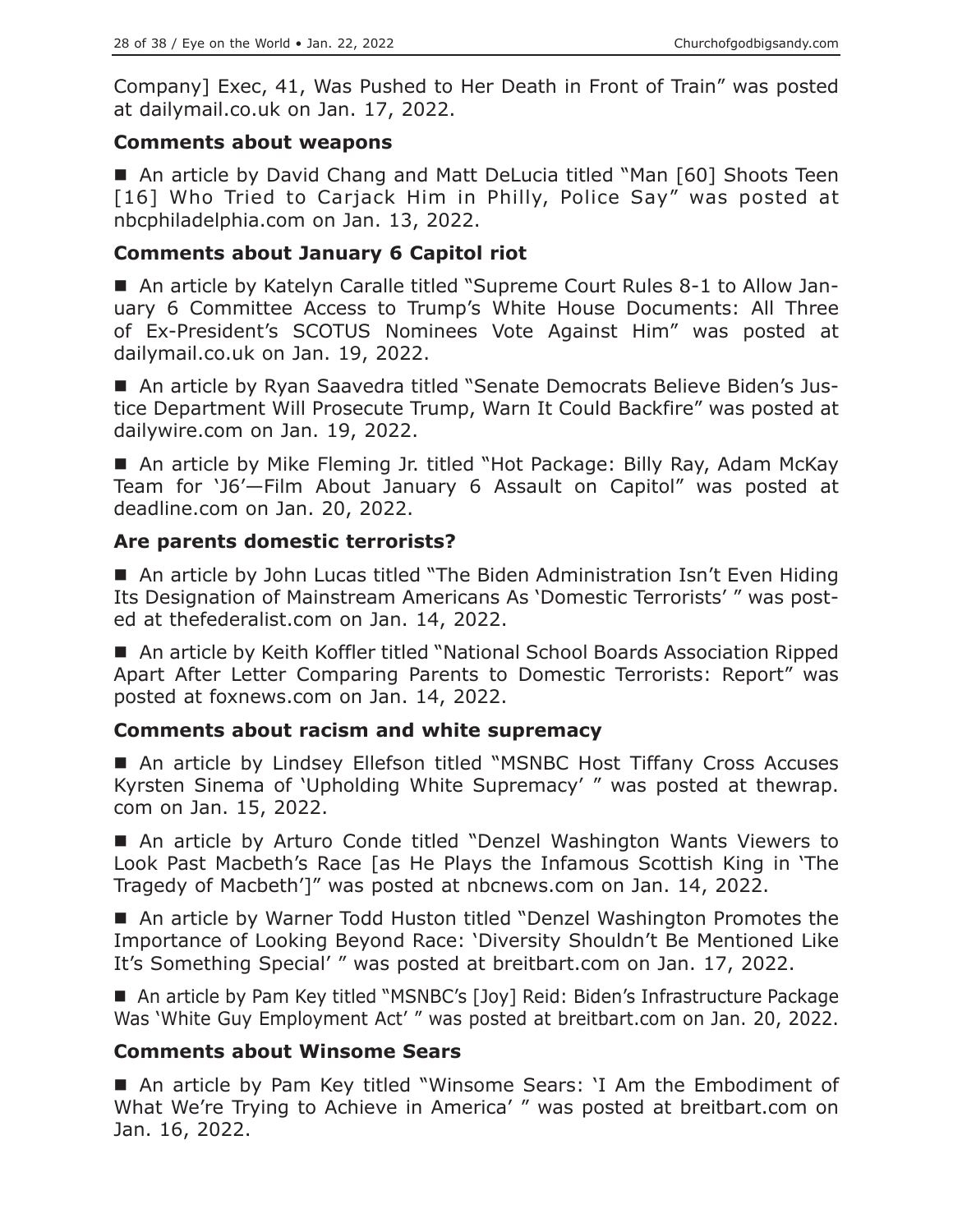Company] Exec, 41, Was Pushed to Her Death in Front of Train" was posted at dailymail.co.uk on Jan. 17, 2022.

### Comments about weapons

- An article by David Chang and Matt DeLucia titled "Man [60] Shoots Teen [16] Who Tried to Carjack Him in Philly, Police Say" was posted at nbcphiladelphia.com on Jan. 13, 2022.

### Comments about January 6 Capitol riot

- An article by Katelyn Caralle titled "Supreme Court Rules 8-1 to Allow January 6 Committee Access to Trump's White House Documents: All Three of Ex-President's SCOTUS Nominees Vote Against Him" was posted at dailymail.co.uk on Jan. 19, 2022.

- An article by Ryan Saavedra titled "Senate Democrats Believe Biden's Justice Department Will Prosecute Trump, Warn It Could Backfire" was posted at dailywire.com on Jan. 19, 2022.

- An article by Mike Fleming Jr. titled "Hot Package: Billy Ray, Adam McKay Team for 'J6'—Film About January 6 Assault on Capitol" was posted at deadline.com on Jan. 20, 2022.

### Are parents domestic terrorists?

- An article by John Lucas titled "The Biden Administration Isn't Even Hiding Its Designation of Mainstream Americans As 'Domestic Terrorists' " was posted at thefederalist.com on Jan. 14, 2022.

- An article by Keith Koffler titled "National School Boards Association Ripped Apart After Letter Comparing Parents to Domestic Terrorists: Report" was posted at foxnews.com on Jan. 14, 2022.

### Comments about racism and white supremacy

- An article by Lindsey Ellefson titled "MSNBC Host Tiffany Cross Accuses Kyrsten Sinema of 'Upholding White Supremacy' " was posted at thewrap.com on Jan. 15, 2022.

- An article by Arturo Conde titled "Denzel Washington Wants Viewers to Look Past Macbeth's Race [as He Plays the Infamous Scottish King in 'The Tragedy of Macbeth']" was posted at nbcnews.com on Jan. 14, 2022.

- An article by Warner Todd Huston titled "Denzel Washington Promotes the Importance of Looking Beyond Race: 'Diversity Shouldn't Be Mentioned Like It's Something Special' " was posted at breitbart.com on Jan. 17, 2022.

- An article by Pam Key titled "MSNBC's [Joy] Reid: Biden's Infrastructure Package Was 'White Guy Employment Act' " was posted at breitbart.com on Jan. 20, 2022.

### Comments about Winsome Sears

- An article by Pam Key titled "Winsome Sears: 'I Am the Embodiment of What We're Trying to Achieve in America' " was posted at breitbart.com on Jan. 16, 2022.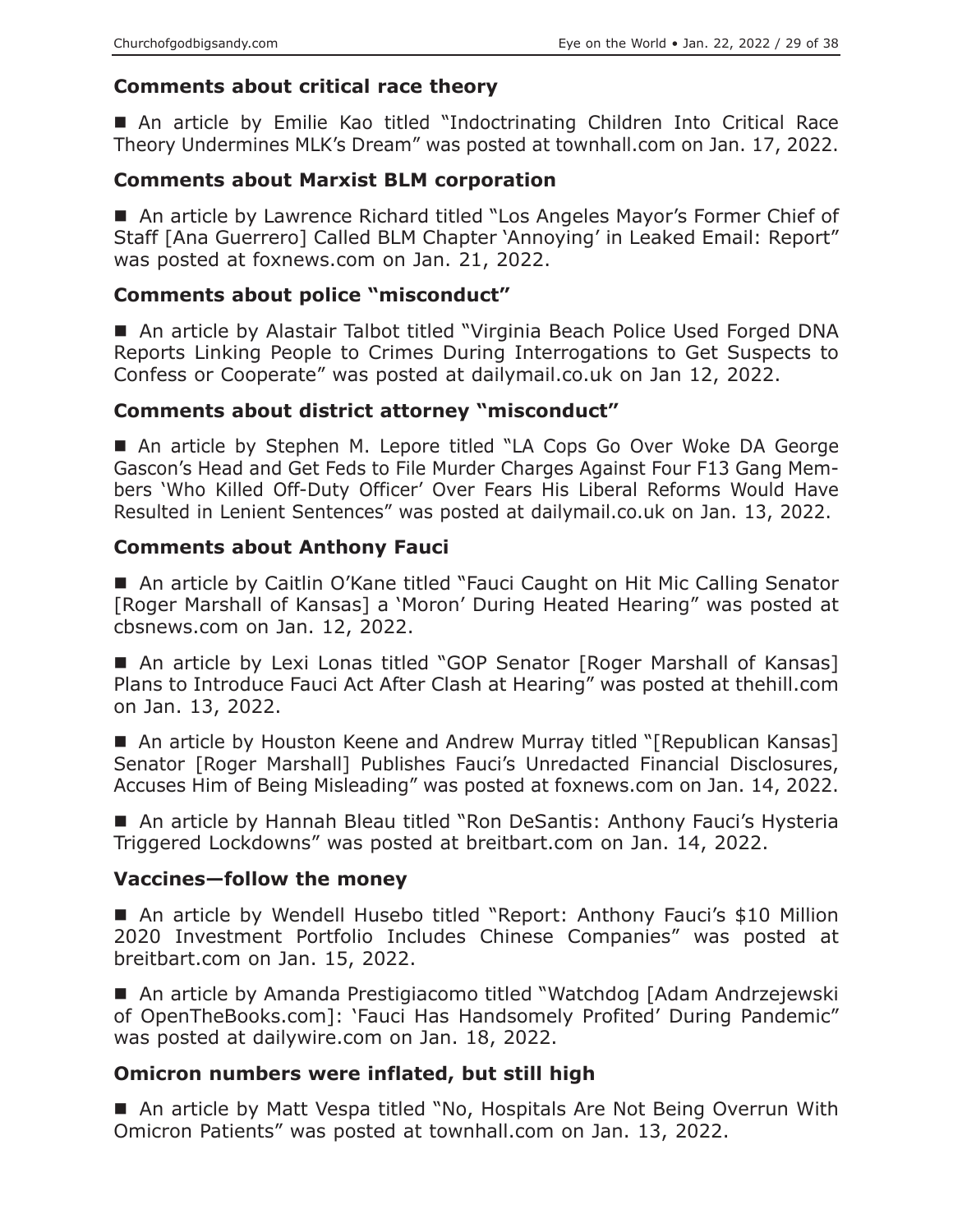### Comments about critical race theory

■ An article by Emilie Kao titled "Indoctrinating Children Into Critical Race Theory Undermines MLK's Dream" was posted at townhall.com on Jan. 17, 2022.

### Comments about Marxist BLM corporation

■ An article by Lawrence Richard titled "Los Angeles Mayor's Former Chief of Staff [Ana Guerrero] Called BLM Chapter 'Annoying' in Leaked Email: Report" was posted at foxnews.com on Jan. 21, 2022.

### Comments about police "misconduct"

■ An article by Alastair Talbot titled "Virginia Beach Police Used Forged DNA Reports Linking People to Crimes During Interrogations to Get Suspects to Confess or Cooperate" was posted at dailymail.co.uk on Jan 12, 2022.

### Comments about district attorney "misconduct"

■ An article by Stephen M. Lepore titled "LA Cops Go Over Woke DA George Gascon's Head and Get Feds to File Murder Charges Against Four F13 Gang Members 'Who Killed Off-Duty Officer' Over Fears His Liberal Reforms Would Have Resulted in Lenient Sentences" was posted at dailymail.co.uk on Jan. 13, 2022.

### Comments about Anthony Fauci

■ An article by Caitlin O'Kane titled "Fauci Caught on Hit Mic Calling Senator [Roger Marshall of Kansas] a 'Moron' During Heated Hearing" was posted at cbsnews.com on Jan. 12, 2022.

■ An article by Lexi Lonas titled "GOP Senator [Roger Marshall of Kansas] Plans to Introduce Fauci Act After Clash at Hearing" was posted at thehill.com on Jan. 13, 2022.

■ An article by Houston Keene and Andrew Murray titled "[Republican Kansas] Senator [Roger Marshall] Publishes Fauci's Unredacted Financial Disclosures, Accuses Him of Being Misleading" was posted at foxnews.com on Jan. 14, 2022.

■ An article by Hannah Bleau titled "Ron DeSantis: Anthony Fauci's Hysteria Triggered Lockdowns" was posted at breitbart.com on Jan. 14, 2022.

### Vaccines—follow the money

■ An article by Wendell Husebo titled "Report: Anthony Fauci's $10 Million 2020 Investment Portfolio Includes Chinese Companies" was posted at breitbart.com on Jan. 15, 2022.

■ An article by Amanda Prestigiacomo titled "Watchdog [Adam Andrzejewski of OpenTheBooks.com]: 'Fauci Has Handsomely Profited' During Pandemic" was posted at dailywire.com on Jan. 18, 2022.

### Omicron numbers were inflated, but still high

■ An article by Matt Vespa titled "No, Hospitals Are Not Being Overrun With Omicron Patients" was posted at townhall.com on Jan. 13, 2022.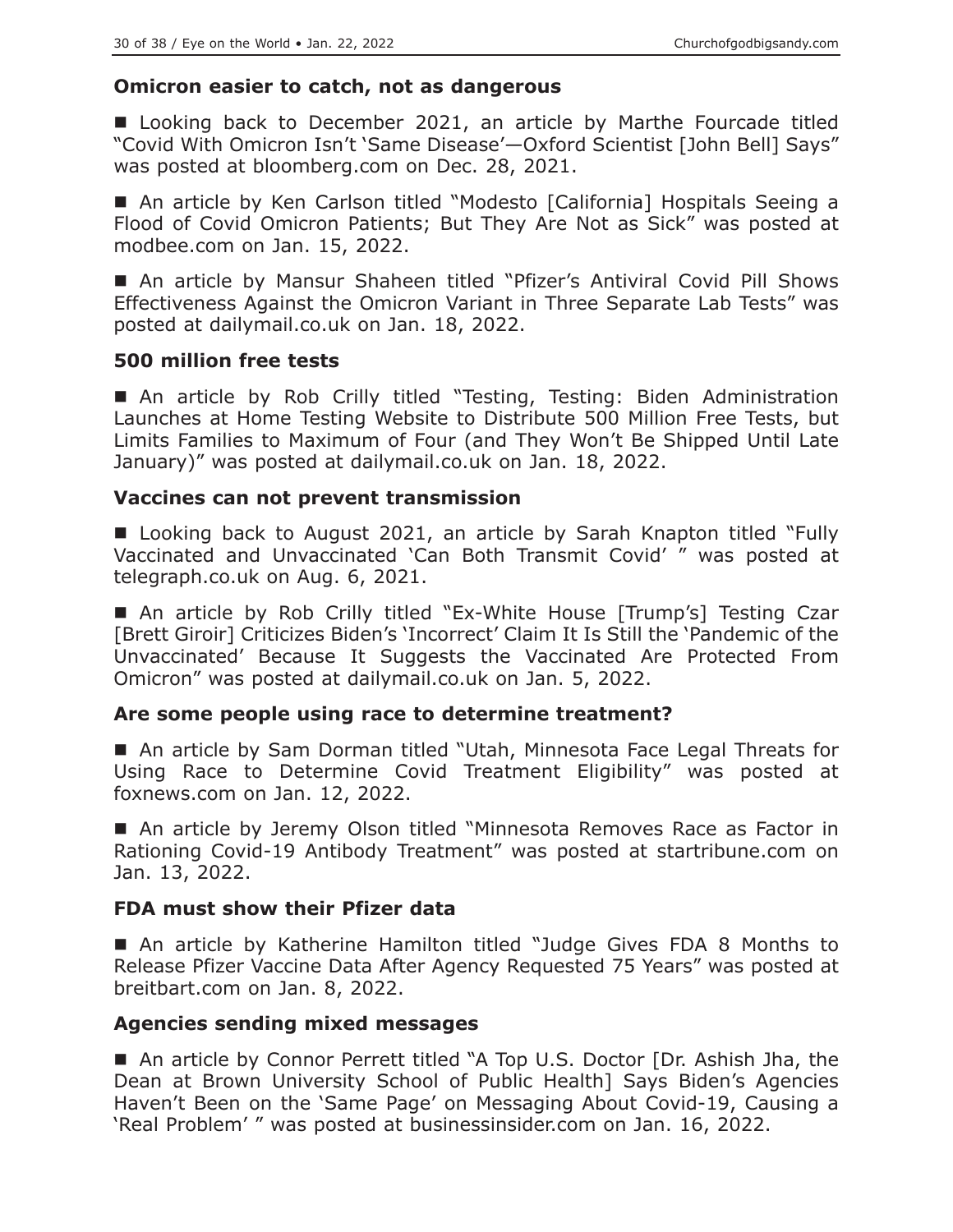### Omicron easier to catch, not as dangerous

■ Looking back to December 2021, an article by Marthe Fourcade titled "Covid With Omicron Isn't 'Same Disease'—Oxford Scientist [John Bell] Says" was posted at bloomberg.com on Dec. 28, 2021.

■ An article by Ken Carlson titled "Modesto [California] Hospitals Seeing a Flood of Covid Omicron Patients; But They Are Not as Sick" was posted at modbee.com on Jan. 15, 2022.

■ An article by Mansur Shaheen titled "Pfizer's Antiviral Covid Pill Shows Effectiveness Against the Omicron Variant in Three Separate Lab Tests" was posted at dailymail.co.uk on Jan. 18, 2022.

### 500 million free tests

■ An article by Rob Crilly titled "Testing, Testing: Biden Administration Launches at Home Testing Website to Distribute 500 Million Free Tests, but Limits Families to Maximum of Four (and They Won't Be Shipped Until Late January)" was posted at dailymail.co.uk on Jan. 18, 2022.

### Vaccines can not prevent transmission

■ Looking back to August 2021, an article by Sarah Knapton titled "Fully Vaccinated and Unvaccinated 'Can Both Transmit Covid' " was posted at telegraph.co.uk on Aug. 6, 2021.

■ An article by Rob Crilly titled "Ex-White House [Trump's] Testing Czar [Brett Giroir] Criticizes Biden's 'Incorrect' Claim It Is Still the 'Pandemic of the Unvaccinated' Because It Suggests the Vaccinated Are Protected From Omicron" was posted at dailymail.co.uk on Jan. 5, 2022.

### Are some people using race to determine treatment?

■ An article by Sam Dorman titled "Utah, Minnesota Face Legal Threats for Using Race to Determine Covid Treatment Eligibility" was posted at foxnews.com on Jan. 12, 2022.

■ An article by Jeremy Olson titled "Minnesota Removes Race as Factor in Rationing Covid-19 Antibody Treatment" was posted at startribune.com on Jan. 13, 2022.

### FDA must show their Pfizer data

■ An article by Katherine Hamilton titled "Judge Gives FDA 8 Months to Release Pfizer Vaccine Data After Agency Requested 75 Years" was posted at breitbart.com on Jan. 8, 2022.

### Agencies sending mixed messages

■ An article by Connor Perrett titled "A Top U.S. Doctor [Dr. Ashish Jha, the Dean at Brown University School of Public Health] Says Biden's Agencies Haven't Been on the 'Same Page' on Messaging About Covid-19, Causing a 'Real Problem' " was posted at businessinsider.com on Jan. 16, 2022.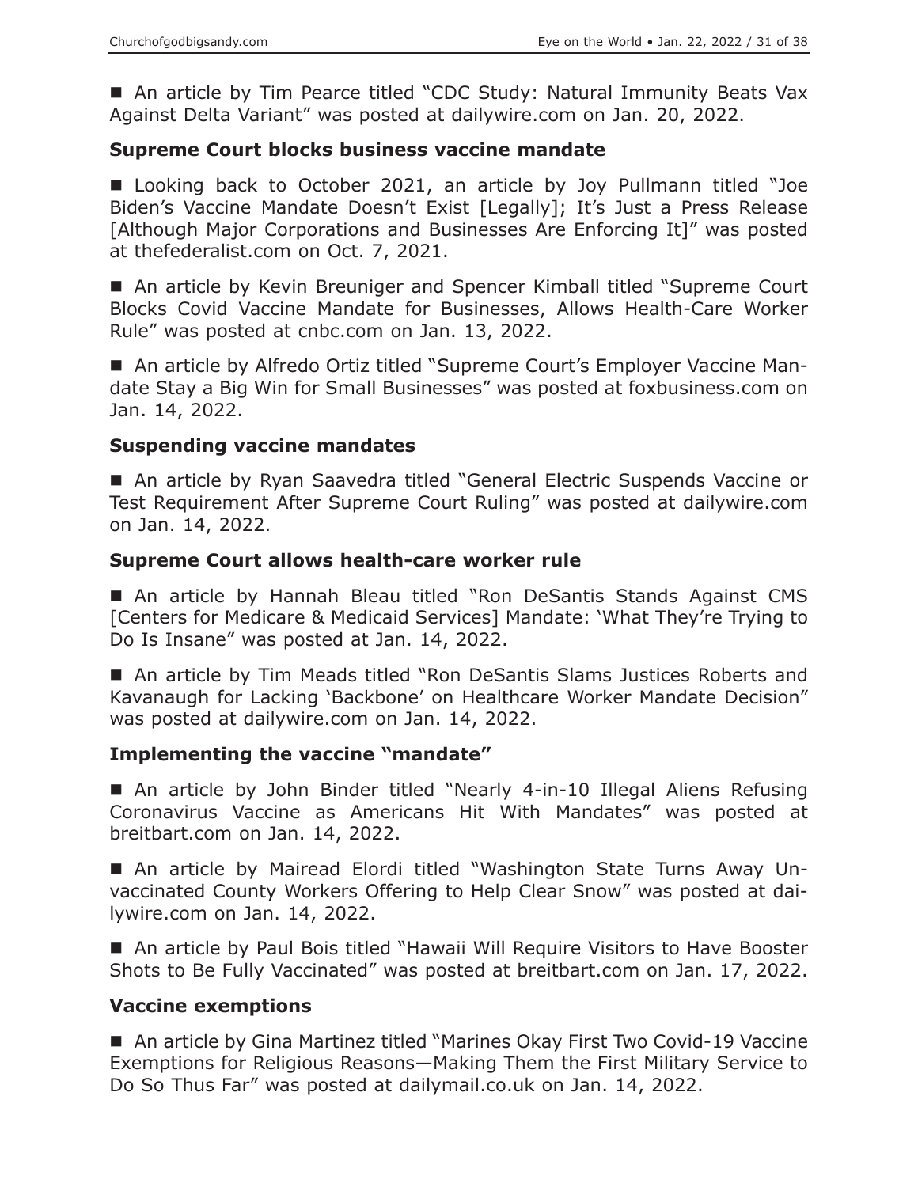■ An article by Tim Pearce titled "CDC Study: Natural Immunity Beats Vax Against Delta Variant" was posted at dailywire.com on Jan. 20, 2022.

### Supreme Court blocks business vaccine mandate

■ Looking back to October 2021, an article by Joy Pullmann titled "Joe Biden's Vaccine Mandate Doesn't Exist [Legally]; It's Just a Press Release [Although Major Corporations and Businesses Are Enforcing It]" was posted at thefederalist.com on Oct. 7, 2021.

■ An article by Kevin Breuniger and Spencer Kimball titled "Supreme Court Blocks Covid Vaccine Mandate for Businesses, Allows Health-Care Worker Rule" was posted at cnbc.com on Jan. 13, 2022.

■ An article by Alfredo Ortiz titled "Supreme Court's Employer Vaccine Mandate Stay a Big Win for Small Businesses" was posted at foxbusiness.com on Jan. 14, 2022.

### Suspending vaccine mandates

■ An article by Ryan Saavedra titled "General Electric Suspends Vaccine or Test Requirement After Supreme Court Ruling" was posted at dailywire.com on Jan. 14, 2022.

### Supreme Court allows health-care worker rule

■ An article by Hannah Bleau titled "Ron DeSantis Stands Against CMS [Centers for Medicare & Medicaid Services] Mandate: 'What They're Trying to Do Is Insane" was posted at Jan. 14, 2022.

■ An article by Tim Meads titled "Ron DeSantis Slams Justices Roberts and Kavanaugh for Lacking 'Backbone' on Healthcare Worker Mandate Decision" was posted at dailywire.com on Jan. 14, 2022.

### Implementing the vaccine "mandate"

■ An article by John Binder titled "Nearly 4-in-10 Illegal Aliens Refusing Coronavirus Vaccine as Americans Hit With Mandates" was posted at breitbart.com on Jan. 14, 2022.

■ An article by Mairead Elordi titled "Washington State Turns Away Unvaccinated County Workers Offering to Help Clear Snow" was posted at dailywire.com on Jan. 14, 2022.

■ An article by Paul Bois titled "Hawaii Will Require Visitors to Have Booster Shots to Be Fully Vaccinated" was posted at breitbart.com on Jan. 17, 2022.

### Vaccine exemptions

■ An article by Gina Martinez titled "Marines Okay First Two Covid-19 Vaccine Exemptions for Religious Reasons—Making Them the First Military Service to Do So Thus Far" was posted at dailymail.co.uk on Jan. 14, 2022.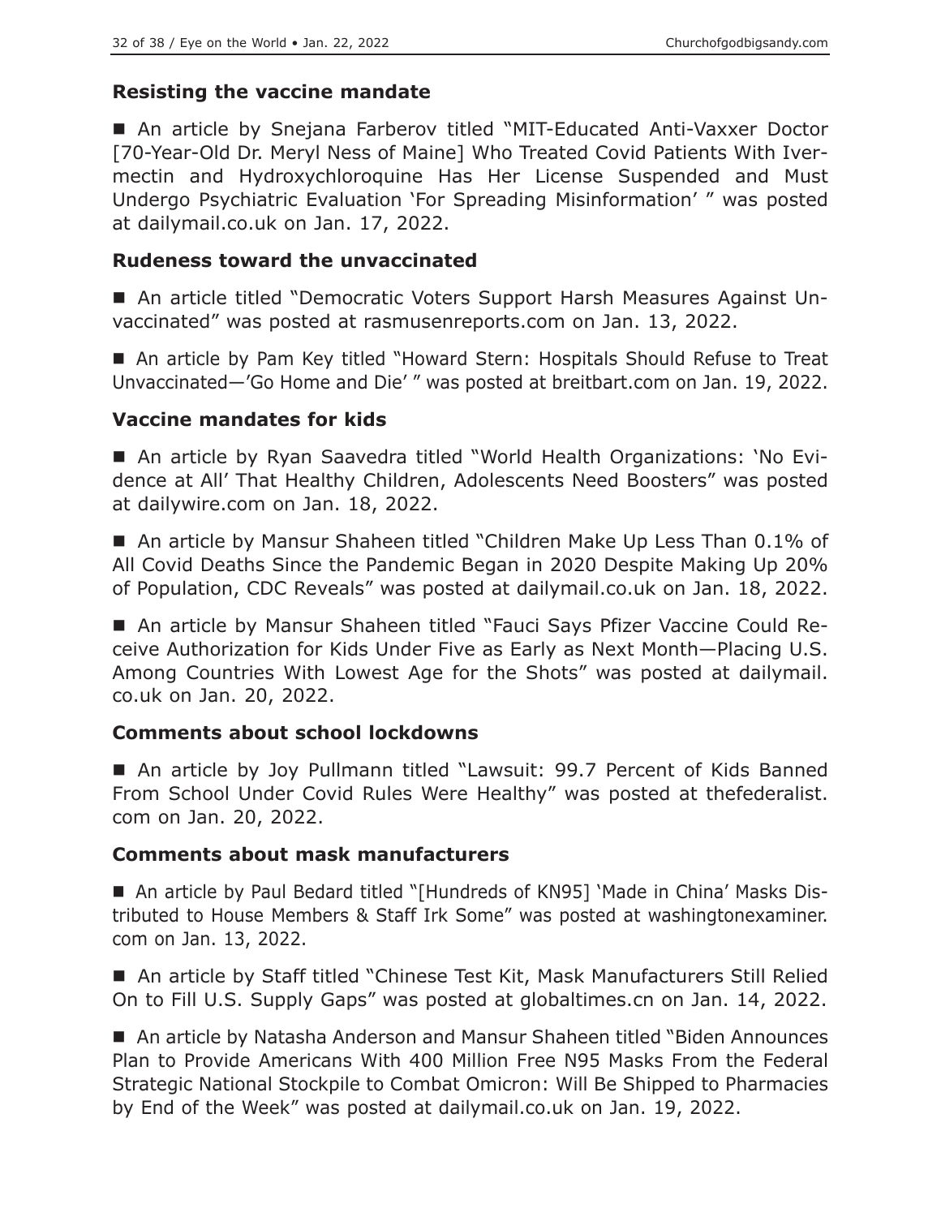### Resisting the vaccine mandate

■ An article by Snejana Farberov titled "MIT-Educated Anti-Vaxxer Doctor [70-Year-Old Dr. Meryl Ness of Maine] Who Treated Covid Patients With Ivermectin and Hydroxychloroquine Has Her License Suspended and Must Undergo Psychiatric Evaluation 'For Spreading Misinformation' " was posted at dailymail.co.uk on Jan. 17, 2022.

### Rudeness toward the unvaccinated

■ An article titled "Democratic Voters Support Harsh Measures Against Unvaccinated" was posted at rasmusenreports.com on Jan. 13, 2022.

■ An article by Pam Key titled "Howard Stern: Hospitals Should Refuse to Treat Unvaccinated—'Go Home and Die' " was posted at breitbart.com on Jan. 19, 2022.

### Vaccine mandates for kids

■ An article by Ryan Saavedra titled "World Health Organizations: 'No Evidence at All' That Healthy Children, Adolescents Need Boosters" was posted at dailywire.com on Jan. 18, 2022.

■ An article by Mansur Shaheen titled "Children Make Up Less Than 0.1% of All Covid Deaths Since the Pandemic Began in 2020 Despite Making Up 20% of Population, CDC Reveals" was posted at dailymail.co.uk on Jan. 18, 2022.

■ An article by Mansur Shaheen titled "Fauci Says Pfizer Vaccine Could Receive Authorization for Kids Under Five as Early as Next Month—Placing U.S. Among Countries With Lowest Age for the Shots" was posted at dailymail.co.uk on Jan. 20, 2022.

### Comments about school lockdowns

■ An article by Joy Pullmann titled "Lawsuit: 99.7 Percent of Kids Banned From School Under Covid Rules Were Healthy" was posted at thefederalist.com on Jan. 20, 2022.

### Comments about mask manufacturers

■ An article by Paul Bedard titled "[Hundreds of KN95] 'Made in China' Masks Distributed to House Members & Staff Irk Some" was posted at washingtonexaminer.com on Jan. 13, 2022.

■ An article by Staff titled "Chinese Test Kit, Mask Manufacturers Still Relied On to Fill U.S. Supply Gaps" was posted at globaltimes.cn on Jan. 14, 2022.

■ An article by Natasha Anderson and Mansur Shaheen titled "Biden Announces Plan to Provide Americans With 400 Million Free N95 Masks From the Federal Strategic National Stockpile to Combat Omicron: Will Be Shipped to Pharmacies by End of the Week" was posted at dailymail.co.uk on Jan. 19, 2022.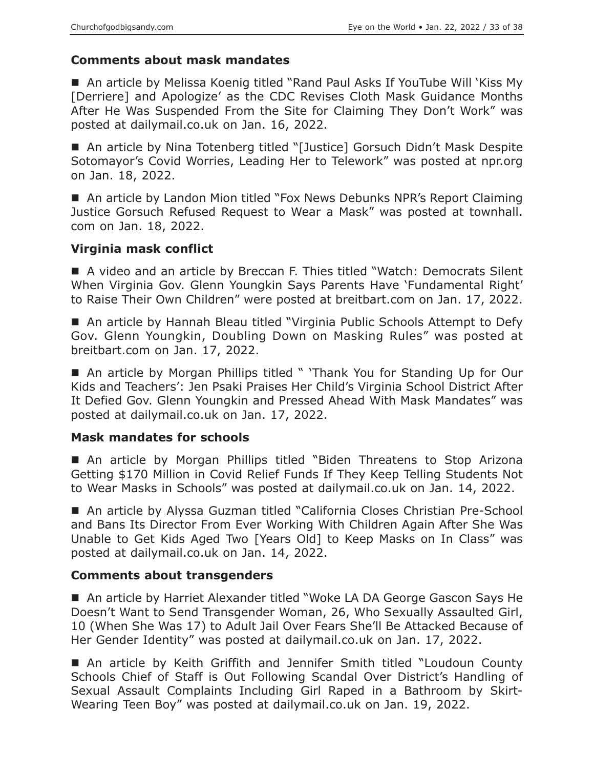### Comments about mask mandates

- An article by Melissa Koenig titled "Rand Paul Asks If YouTube Will 'Kiss My [Derriere] and Apologize' as the CDC Revises Cloth Mask Guidance Months After He Was Suspended From the Site for Claiming They Don't Work" was posted at dailymail.co.uk on Jan. 16, 2022.

- An article by Nina Totenberg titled "[Justice] Gorsuch Didn't Mask Despite Sotomayor's Covid Worries, Leading Her to Telework" was posted at npr.org on Jan. 18, 2022.

- An article by Landon Mion titled "Fox News Debunks NPR's Report Claiming Justice Gorsuch Refused Request to Wear a Mask" was posted at townhall.com on Jan. 18, 2022.

### Virginia mask conflict

- A video and an article by Breccan F. Thies titled "Watch: Democrats Silent When Virginia Gov. Glenn Youngkin Says Parents Have 'Fundamental Right' to Raise Their Own Children" were posted at breitbart.com on Jan. 17, 2022.

- An article by Hannah Bleau titled "Virginia Public Schools Attempt to Defy Gov. Glenn Youngkin, Doubling Down on Masking Rules" was posted at breitbart.com on Jan. 17, 2022.

- An article by Morgan Phillips titled " 'Thank You for Standing Up for Our Kids and Teachers': Jen Psaki Praises Her Child's Virginia School District After It Defied Gov. Glenn Youngkin and Pressed Ahead With Mask Mandates" was posted at dailymail.co.uk on Jan. 17, 2022.

### Mask mandates for schools

- An article by Morgan Phillips titled "Biden Threatens to Stop Arizona Getting $170 Million in Covid Relief Funds If They Keep Telling Students Not to Wear Masks in Schools" was posted at dailymail.co.uk on Jan. 14, 2022.

- An article by Alyssa Guzman titled "California Closes Christian Pre-School and Bans Its Director From Ever Working With Children Again After She Was Unable to Get Kids Aged Two [Years Old] to Keep Masks on In Class" was posted at dailymail.co.uk on Jan. 14, 2022.

### Comments about transgenders

- An article by Harriet Alexander titled "Woke LA DA George Gascon Says He Doesn't Want to Send Transgender Woman, 26, Who Sexually Assaulted Girl, 10 (When She Was 17) to Adult Jail Over Fears She'll Be Attacked Because of Her Gender Identity" was posted at dailymail.co.uk on Jan. 17, 2022.

- An article by Keith Griffith and Jennifer Smith titled "Loudoun County Schools Chief of Staff is Out Following Scandal Over District's Handling of Sexual Assault Complaints Including Girl Raped in a Bathroom by Skirt-Wearing Teen Boy" was posted at dailymail.co.uk on Jan. 19, 2022.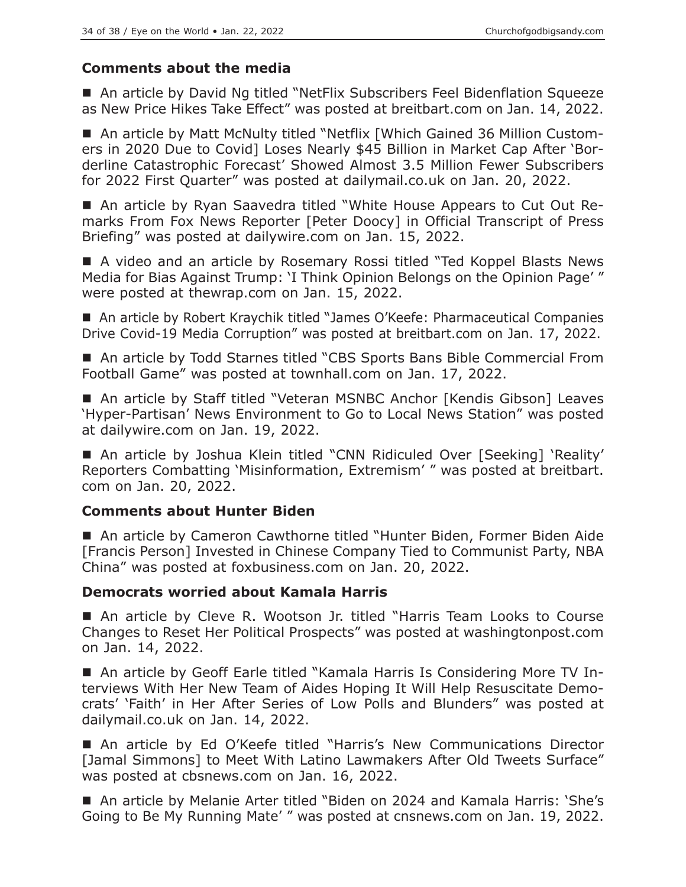### Comments about the media

- An article by David Ng titled "NetFlix Subscribers Feel Bidenflation Squeeze as New Price Hikes Take Effect" was posted at breitbart.com on Jan. 14, 2022.

- An article by Matt McNulty titled "Netflix [Which Gained 36 Million Customers in 2020 Due to Covid] Loses Nearly $45 Billion in Market Cap After 'Borderline Catastrophic Forecast' Showed Almost 3.5 Million Fewer Subscribers for 2022 First Quarter" was posted at dailymail.co.uk on Jan. 20, 2022.

- An article by Ryan Saavedra titled "White House Appears to Cut Out Remarks From Fox News Reporter [Peter Doocy] in Official Transcript of Press Briefing" was posted at dailywire.com on Jan. 15, 2022.

- A video and an article by Rosemary Rossi titled "Ted Koppel Blasts News Media for Bias Against Trump: 'I Think Opinion Belongs on the Opinion Page' " were posted at thewrap.com on Jan. 15, 2022.

- An article by Robert Kraychik titled "James O'Keefe: Pharmaceutical Companies Drive Covid-19 Media Corruption" was posted at breitbart.com on Jan. 17, 2022.

- An article by Todd Starnes titled "CBS Sports Bans Bible Commercial From Football Game" was posted at townhall.com on Jan. 17, 2022.

- An article by Staff titled "Veteran MSNBC Anchor [Kendis Gibson] Leaves 'Hyper-Partisan' News Environment to Go to Local News Station" was posted at dailywire.com on Jan. 19, 2022.

- An article by Joshua Klein titled "CNN Ridiculed Over [Seeking] 'Reality' Reporters Combatting 'Misinformation, Extremism' " was posted at breitbart.com on Jan. 20, 2022.

### Comments about Hunter Biden

- An article by Cameron Cawthorne titled "Hunter Biden, Former Biden Aide [Francis Person] Invested in Chinese Company Tied to Communist Party, NBA China" was posted at foxbusiness.com on Jan. 20, 2022.

### Democrats worried about Kamala Harris

- An article by Cleve R. Wootson Jr. titled "Harris Team Looks to Course Changes to Reset Her Political Prospects" was posted at washingtonpost.com on Jan. 14, 2022.

- An article by Geoff Earle titled "Kamala Harris Is Considering More TV Interviews With Her New Team of Aides Hoping It Will Help Resuscitate Democrats' 'Faith' in Her After Series of Low Polls and Blunders" was posted at dailymail.co.uk on Jan. 14, 2022.

- An article by Ed O'Keefe titled "Harris's New Communications Director [Jamal Simmons] to Meet With Latino Lawmakers After Old Tweets Surface" was posted at cbsnews.com on Jan. 16, 2022.

- An article by Melanie Arter titled "Biden on 2024 and Kamala Harris: 'She's Going to Be My Running Mate' " was posted at cnsnews.com on Jan. 19, 2022.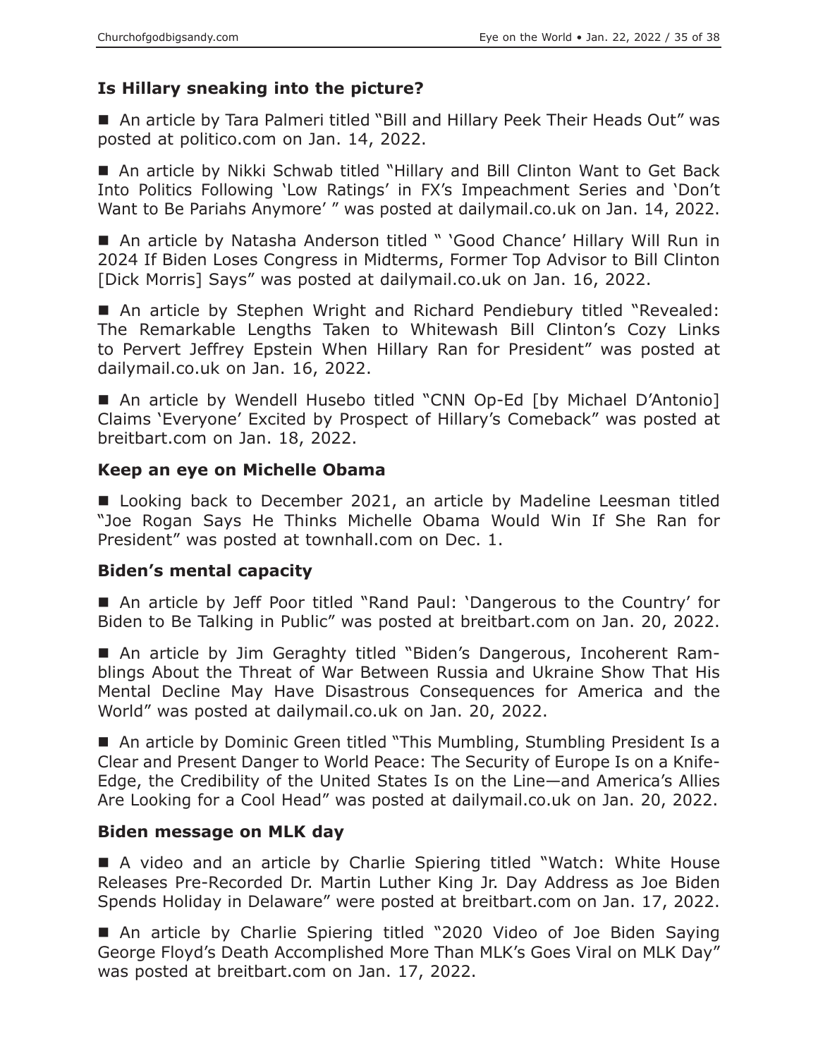### Is Hillary sneaking into the picture?

■ An article by Tara Palmeri titled "Bill and Hillary Peek Their Heads Out" was posted at politico.com on Jan. 14, 2022.

■ An article by Nikki Schwab titled "Hillary and Bill Clinton Want to Get Back Into Politics Following 'Low Ratings' in FX's Impeachment Series and 'Don't Want to Be Pariahs Anymore' " was posted at dailymail.co.uk on Jan. 14, 2022.

■ An article by Natasha Anderson titled " 'Good Chance' Hillary Will Run in 2024 If Biden Loses Congress in Midterms, Former Top Advisor to Bill Clinton [Dick Morris] Says" was posted at dailymail.co.uk on Jan. 16, 2022.

■ An article by Stephen Wright and Richard Pendiebury titled "Revealed: The Remarkable Lengths Taken to Whitewash Bill Clinton's Cozy Links to Pervert Jeffrey Epstein When Hillary Ran for President" was posted at dailymail.co.uk on Jan. 16, 2022.

■ An article by Wendell Husebo titled "CNN Op-Ed [by Michael D'Antonio] Claims 'Everyone' Excited by Prospect of Hillary's Comeback" was posted at breitbart.com on Jan. 18, 2022.

### Keep an eye on Michelle Obama

■ Looking back to December 2021, an article by Madeline Leesman titled "Joe Rogan Says He Thinks Michelle Obama Would Win If She Ran for President" was posted at townhall.com on Dec. 1.

### Biden's mental capacity

■ An article by Jeff Poor titled "Rand Paul: 'Dangerous to the Country' for Biden to Be Talking in Public" was posted at breitbart.com on Jan. 20, 2022.

■ An article by Jim Geraghty titled "Biden's Dangerous, Incoherent Ramblings About the Threat of War Between Russia and Ukraine Show That His Mental Decline May Have Disastrous Consequences for America and the World" was posted at dailymail.co.uk on Jan. 20, 2022.

■ An article by Dominic Green titled "This Mumbling, Stumbling President Is a Clear and Present Danger to World Peace: The Security of Europe Is on a Knife-Edge, the Credibility of the United States Is on the Line—and America's Allies Are Looking for a Cool Head" was posted at dailymail.co.uk on Jan. 20, 2022.

### Biden message on MLK day

■ A video and an article by Charlie Spiering titled "Watch: White House Releases Pre-Recorded Dr. Martin Luther King Jr. Day Address as Joe Biden Spends Holiday in Delaware" were posted at breitbart.com on Jan. 17, 2022.

■ An article by Charlie Spiering titled "2020 Video of Joe Biden Saying George Floyd's Death Accomplished More Than MLK's Goes Viral on MLK Day" was posted at breitbart.com on Jan. 17, 2022.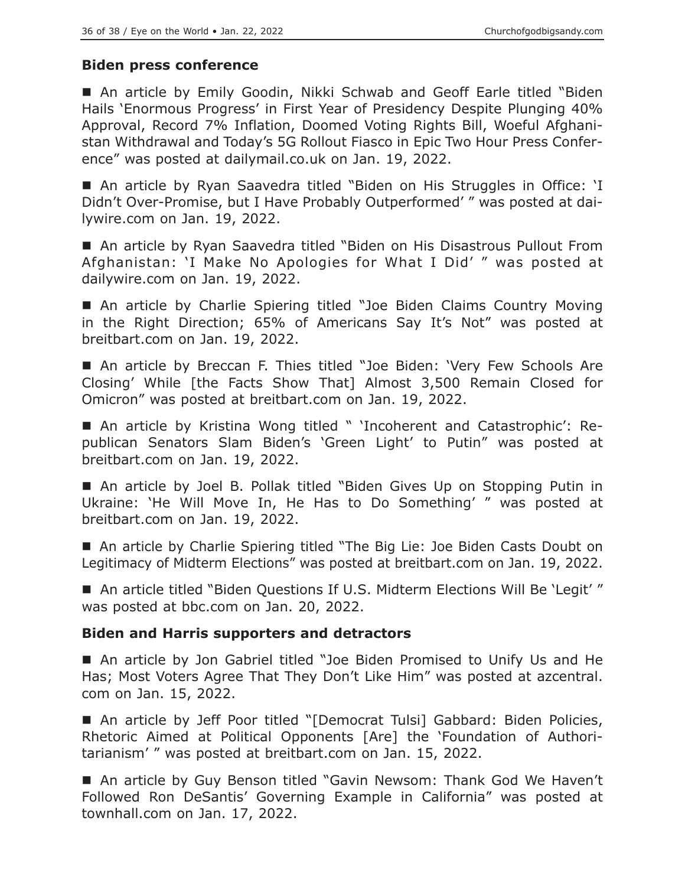**Biden press conference**

■ An article by Emily Goodin, Nikki Schwab and Geoff Earle titled "Biden Hails 'Enormous Progress' in First Year of Presidency Despite Plunging 40% Approval, Record 7% Inflation, Doomed Voting Rights Bill, Woeful Afghanistan Withdrawal and Today's 5G Rollout Fiasco in Epic Two Hour Press Conference" was posted at dailymail.co.uk on Jan. 19, 2022.

■ An article by Ryan Saavedra titled "Biden on His Struggles in Office: 'I Didn't Over-Promise, but I Have Probably Outperformed' " was posted at dailywire.com on Jan. 19, 2022.

■ An article by Ryan Saavedra titled "Biden on His Disastrous Pullout From Afghanistan: 'I Make No Apologies for What I Did' " was posted at dailywire.com on Jan. 19, 2022.

■ An article by Charlie Spiering titled "Joe Biden Claims Country Moving in the Right Direction; 65% of Americans Say It's Not" was posted at breitbart.com on Jan. 19, 2022.

■ An article by Breccan F. Thies titled "Joe Biden: 'Very Few Schools Are Closing' While [the Facts Show That] Almost 3,500 Remain Closed for Omicron" was posted at breitbart.com on Jan. 19, 2022.

■ An article by Kristina Wong titled " 'Incoherent and Catastrophic': Republican Senators Slam Biden's 'Green Light' to Putin" was posted at breitbart.com on Jan. 19, 2022.

■ An article by Joel B. Pollak titled "Biden Gives Up on Stopping Putin in Ukraine: 'He Will Move In, He Has to Do Something' " was posted at breitbart.com on Jan. 19, 2022.

■ An article by Charlie Spiering titled "The Big Lie: Joe Biden Casts Doubt on Legitimacy of Midterm Elections" was posted at breitbart.com on Jan. 19, 2022.

■ An article titled "Biden Questions If U.S. Midterm Elections Will Be 'Legit' " was posted at bbc.com on Jan. 20, 2022.

**Biden and Harris supporters and detractors**

■ An article by Jon Gabriel titled "Joe Biden Promised to Unify Us and He Has; Most Voters Agree That They Don't Like Him" was posted at azcentral.com on Jan. 15, 2022.

■ An article by Jeff Poor titled "[Democrat Tulsi] Gabbard: Biden Policies, Rhetoric Aimed at Political Opponents [Are] the 'Foundation of Authoritarianism' " was posted at breitbart.com on Jan. 15, 2022.

■ An article by Guy Benson titled "Gavin Newsom: Thank God We Haven't Followed Ron DeSantis' Governing Example in California" was posted at townhall.com on Jan. 17, 2022.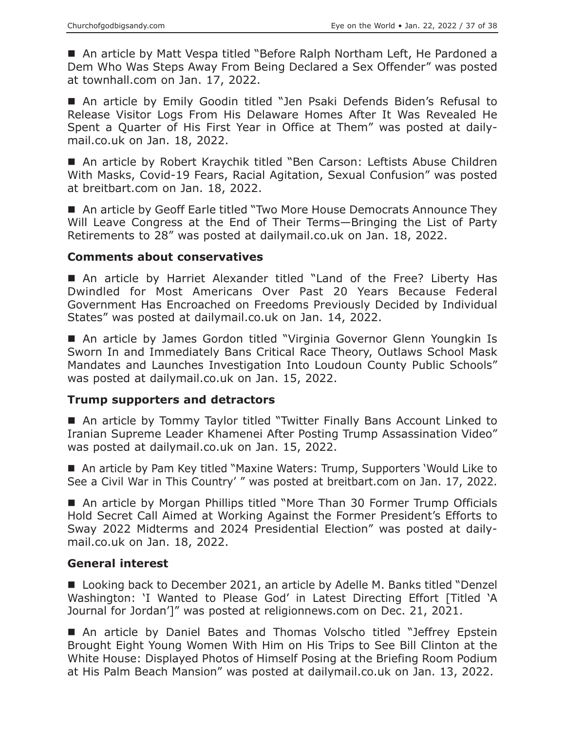■ An article by Matt Vespa titled "Before Ralph Northam Left, He Pardoned a Dem Who Was Steps Away From Being Declared a Sex Offender" was posted at townhall.com on Jan. 17, 2022.

■ An article by Emily Goodin titled "Jen Psaki Defends Biden's Refusal to Release Visitor Logs From His Delaware Homes After It Was Revealed He Spent a Quarter of His First Year in Office at Them" was posted at dailymail.co.uk on Jan. 18, 2022.

■ An article by Robert Kraychik titled "Ben Carson: Leftists Abuse Children With Masks, Covid-19 Fears, Racial Agitation, Sexual Confusion" was posted at breitbart.com on Jan. 18, 2022.

■ An article by Geoff Earle titled "Two More House Democrats Announce They Will Leave Congress at the End of Their Terms—Bringing the List of Party Retirements to 28" was posted at dailymail.co.uk on Jan. 18, 2022.

### Comments about conservatives

■ An article by Harriet Alexander titled "Land of the Free? Liberty Has Dwindled for Most Americans Over Past 20 Years Because Federal Government Has Encroached on Freedoms Previously Decided by Individual States" was posted at dailymail.co.uk on Jan. 14, 2022.

■ An article by James Gordon titled "Virginia Governor Glenn Youngkin Is Sworn In and Immediately Bans Critical Race Theory, Outlaws School Mask Mandates and Launches Investigation Into Loudoun County Public Schools" was posted at dailymail.co.uk on Jan. 15, 2022.

### Trump supporters and detractors

■ An article by Tommy Taylor titled "Twitter Finally Bans Account Linked to Iranian Supreme Leader Khamenei After Posting Trump Assassination Video" was posted at dailymail.co.uk on Jan. 15, 2022.

■ An article by Pam Key titled "Maxine Waters: Trump, Supporters 'Would Like to See a Civil War in This Country' " was posted at breitbart.com on Jan. 17, 2022.

■ An article by Morgan Phillips titled "More Than 30 Former Trump Officials Hold Secret Call Aimed at Working Against the Former President's Efforts to Sway 2022 Midterms and 2024 Presidential Election" was posted at dailymail.co.uk on Jan. 18, 2022.

### General interest

■ Looking back to December 2021, an article by Adelle M. Banks titled "Denzel Washington: 'I Wanted to Please God' in Latest Directing Effort [Titled 'A Journal for Jordan']" was posted at religionnews.com on Dec. 21, 2021.

■ An article by Daniel Bates and Thomas Volscho titled "Jeffrey Epstein Brought Eight Young Women With Him on His Trips to See Bill Clinton at the White House: Displayed Photos of Himself Posing at the Briefing Room Podium at His Palm Beach Mansion" was posted at dailymail.co.uk on Jan. 13, 2022.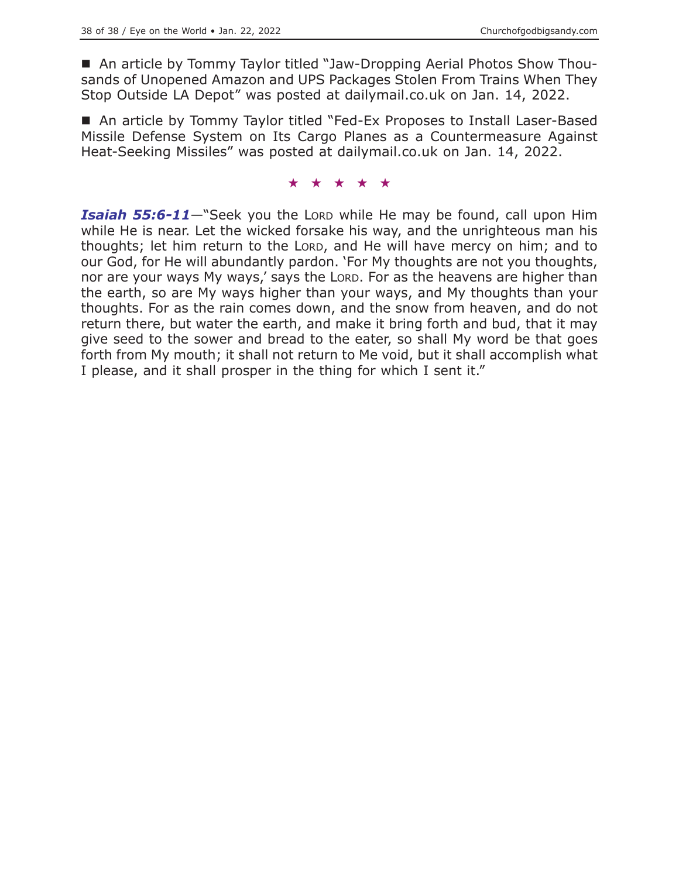■ An article by Tommy Taylor titled "Jaw-Dropping Aerial Photos Show Thousands of Unopened Amazon and UPS Packages Stolen From Trains When They Stop Outside LA Depot" was posted at dailymail.co.uk on Jan. 14, 2022.

■ An article by Tommy Taylor titled "Fed-Ex Proposes to Install Laser-Based Missile Defense System on Its Cargo Planes as a Countermeasure Against Heat-Seeking Missiles" was posted at dailymail.co.uk on Jan. 14, 2022.

★ ★ ★ ★ ★

***Isaiah 55:6-11***—"Seek you the LORD while He may be found, call upon Him while He is near. Let the wicked forsake his way, and the unrighteous man his thoughts; let him return to the LORD, and He will have mercy on him; and to our God, for He will abundantly pardon. 'For My thoughts are not you thoughts, nor are your ways My ways,' says the LORD. For as the heavens are higher than the earth, so are My ways higher than your ways, and My thoughts than your thoughts. For as the rain comes down, and the snow from heaven, and do not return there, but water the earth, and make it bring forth and bud, that it may give seed to the sower and bread to the eater, so shall My word be that goes forth from My mouth; it shall not return to Me void, but it shall accomplish what I please, and it shall prosper in the thing for which I sent it."